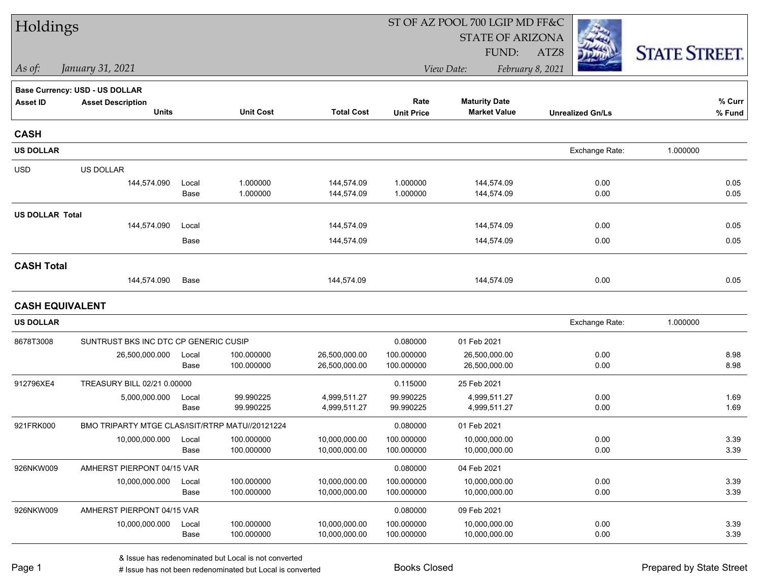# Holdings

ST OF AZ POOL 700 LGIP MD FF&C
STATE OF ARIZONA
FUND: ATZ8

*As of:* *January 31, 2021*

*View Date:* *February 8, 2021*

STATE STREET.

**Base Currency: USD - US DOLLAR**

| Asset ID | Asset Description / Units | | Unit Cost | Total Cost | Rate / Unit Price | Maturity Date / Market Value | Unrealized Gn/Ls | % Curr / % Fund |
|---|---|---|---|---|---|---|---|---|
| **CASH** | | | | | | | | |
| **US DOLLAR** | | | | | | | Exchange Rate: 1.000000 | |
| USD | US DOLLAR | | | | | | | |
| | 144,574.090 | Local | 1.000000 | 144,574.09 | 1.000000 | 144,574.09 | 0.00 | 0.05 |
| | | Base | 1.000000 | 144,574.09 | 1.000000 | 144,574.09 | 0.00 | 0.05 |
| **US DOLLAR Total** | | | | | | | | |
| | 144,574.090 | Local | | 144,574.09 | | 144,574.09 | 0.00 | 0.05 |
| | | Base | | 144,574.09 | | 144,574.09 | 0.00 | 0.05 |
| **CASH Total** | | | | | | | | |
| | 144,574.090 | Base | | 144,574.09 | | 144,574.09 | 0.00 | 0.05 |
| **CASH EQUIVALENT** | | | | | | | | |
| **US DOLLAR** | | | | | | | Exchange Rate: 1.000000 | |
| 8678T3008 | SUNTRUST BKS INC DTC CP GENERIC CUSIP | | | | 0.080000 | 01 Feb 2021 | | |
| | 26,500,000.000 | Local | 100.000000 | 26,500,000.00 | 100.000000 | 26,500,000.00 | 0.00 | 8.98 |
| | | Base | 100.000000 | 26,500,000.00 | 100.000000 | 26,500,000.00 | 0.00 | 8.98 |
| 912796XE4 | TREASURY BILL 02/21 0.00000 | | | | 0.115000 | 25 Feb 2021 | | |
| | 5,000,000.000 | Local | 99.990225 | 4,999,511.27 | 99.990225 | 4,999,511.27 | 0.00 | 1.69 |
| | | Base | 99.990225 | 4,999,511.27 | 99.990225 | 4,999,511.27 | 0.00 | 1.69 |
| 921FRK000 | BMO TRIPARTY MTGE CLAS/ISIT/RTRP MATU//20121224 | | | | 0.080000 | 01 Feb 2021 | | |
| | 10,000,000.000 | Local | 100.000000 | 10,000,000.00 | 100.000000 | 10,000,000.00 | 0.00 | 3.39 |
| | | Base | 100.000000 | 10,000,000.00 | 100.000000 | 10,000,000.00 | 0.00 | 3.39 |
| 926NKW009 | AMHERST PIERPONT 04/15 VAR | | | | 0.080000 | 04 Feb 2021 | | |
| | 10,000,000.000 | Local | 100.000000 | 10,000,000.00 | 100.000000 | 10,000,000.00 | 0.00 | 3.39 |
| | | Base | 100.000000 | 10,000,000.00 | 100.000000 | 10,000,000.00 | 0.00 | 3.39 |
| 926NKW009 | AMHERST PIERPONT 04/15 VAR | | | | 0.080000 | 09 Feb 2021 | | |
| | 10,000,000.000 | Local | 100.000000 | 10,000,000.00 | 100.000000 | 10,000,000.00 | 0.00 | 3.39 |
| | | Base | 100.000000 | 10,000,000.00 | 100.000000 | 10,000,000.00 | 0.00 | 3.39 |

& Issue has redenominated but Local is not converted
# Issue has not been redenominated but Local is converted

Books Closed

Prepared by State Street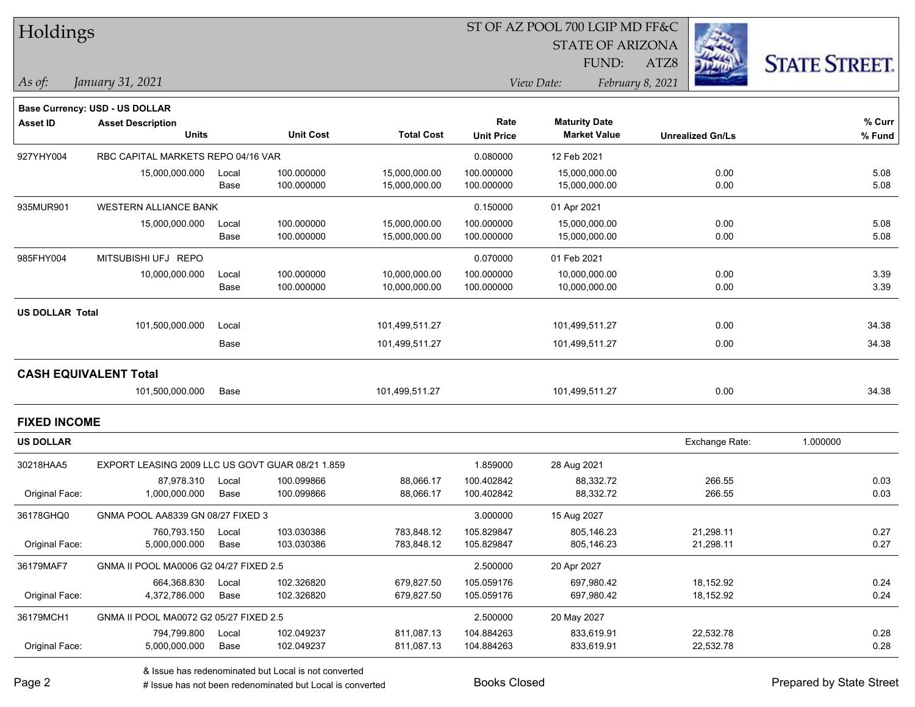# Holdings

ST OF AZ POOL 700 LGIP MD FF&C
STATE OF ARIZONA
FUND: ATZ8

*As of:* *January 31, 2021*
*View Date:* *February 8, 2021*

**Base Currency: USD - US DOLLAR**

| Asset ID | Asset Description / Units | | Unit Cost | Total Cost | Rate / Unit Price | Maturity Date / Market Value | Unrealized Gn/Ls | % Curr / % Fund |
|---|---|---|---|---|---|---|---|---|
| 927YHY004 | RBC CAPITAL MARKETS REPO 04/16 VAR | | | | 0.080000 | 12 Feb 2021 | | |
| | 15,000,000.000 | Local | 100.000000 | 15,000,000.00 | 100.000000 | 15,000,000.00 | 0.00 | 5.08 |
| | | Base | 100.000000 | 15,000,000.00 | 100.000000 | 15,000,000.00 | 0.00 | 5.08 |
| 935MUR901 | WESTERN ALLIANCE BANK | | | | 0.150000 | 01 Apr 2021 | | |
| | 15,000,000.000 | Local | 100.000000 | 15,000,000.00 | 100.000000 | 15,000,000.00 | 0.00 | 5.08 |
| | | Base | 100.000000 | 15,000,000.00 | 100.000000 | 15,000,000.00 | 0.00 | 5.08 |
| 985FHY004 | MITSUBISHI UFJ REPO | | | | 0.070000 | 01 Feb 2021 | | |
| | 10,000,000.000 | Local | 100.000000 | 10,000,000.00 | 100.000000 | 10,000,000.00 | 0.00 | 3.39 |
| | | Base | 100.000000 | 10,000,000.00 | 100.000000 | 10,000,000.00 | 0.00 | 3.39 |
| **US DOLLAR Total** | | | | | | | | |
| | 101,500,000.000 | Local | | 101,499,511.27 | | 101,499,511.27 | 0.00 | 34.38 |
| | | Base | | 101,499,511.27 | | 101,499,511.27 | 0.00 | 34.38 |
| **CASH EQUIVALENT Total** | | | | | | | | |
| | 101,500,000.000 | Base | | 101,499,511.27 | | 101,499,511.27 | 0.00 | 34.38 |

## FIXED INCOME

**US DOLLAR** — Exchange Rate: 1.000000

| Asset ID | Asset Description / Units | | Unit Cost | Total Cost | Rate / Unit Price | Maturity Date / Market Value | Unrealized Gn/Ls | % Curr / % Fund |
|---|---|---|---|---|---|---|---|---|
| 30218HAA5 | EXPORT LEASING 2009 LLC US GOVT GUAR 08/21 1.859 | | | | 1.859000 | 28 Aug 2021 | | |
| | 87,978.310 | Local | 100.099866 | 88,066.17 | 100.402842 | 88,332.72 | 266.55 | 0.03 |
| Original Face: | 1,000,000.000 | Base | 100.099866 | 88,066.17 | 100.402842 | 88,332.72 | 266.55 | 0.03 |
| 36178GHQ0 | GNMA POOL AA8339 GN 08/27 FIXED 3 | | | | 3.000000 | 15 Aug 2027 | | |
| | 760,793.150 | Local | 103.030386 | 783,848.12 | 105.829847 | 805,146.23 | 21,298.11 | 0.27 |
| Original Face: | 5,000,000.000 | Base | 103.030386 | 783,848.12 | 105.829847 | 805,146.23 | 21,298.11 | 0.27 |
| 36179MAF7 | GNMA II POOL MA0006 G2 04/27 FIXED 2.5 | | | | 2.500000 | 20 Apr 2027 | | |
| | 664,368.830 | Local | 102.326820 | 679,827.50 | 105.059176 | 697,980.42 | 18,152.92 | 0.24 |
| Original Face: | 4,372,786.000 | Base | 102.326820 | 679,827.50 | 105.059176 | 697,980.42 | 18,152.92 | 0.24 |
| 36179MCH1 | GNMA II POOL MA0072 G2 05/27 FIXED 2.5 | | | | 2.500000 | 20 May 2027 | | |
| | 794,799.800 | Local | 102.049237 | 811,087.13 | 104.884263 | 833,619.91 | 22,532.78 | 0.28 |
| Original Face: | 5,000,000.000 | Base | 102.049237 | 811,087.13 | 104.884263 | 833,619.91 | 22,532.78 | 0.28 |

& Issue has redenominated but Local is not converted
# Issue has not been redenominated but Local is converted

Books Closed

Prepared by State Street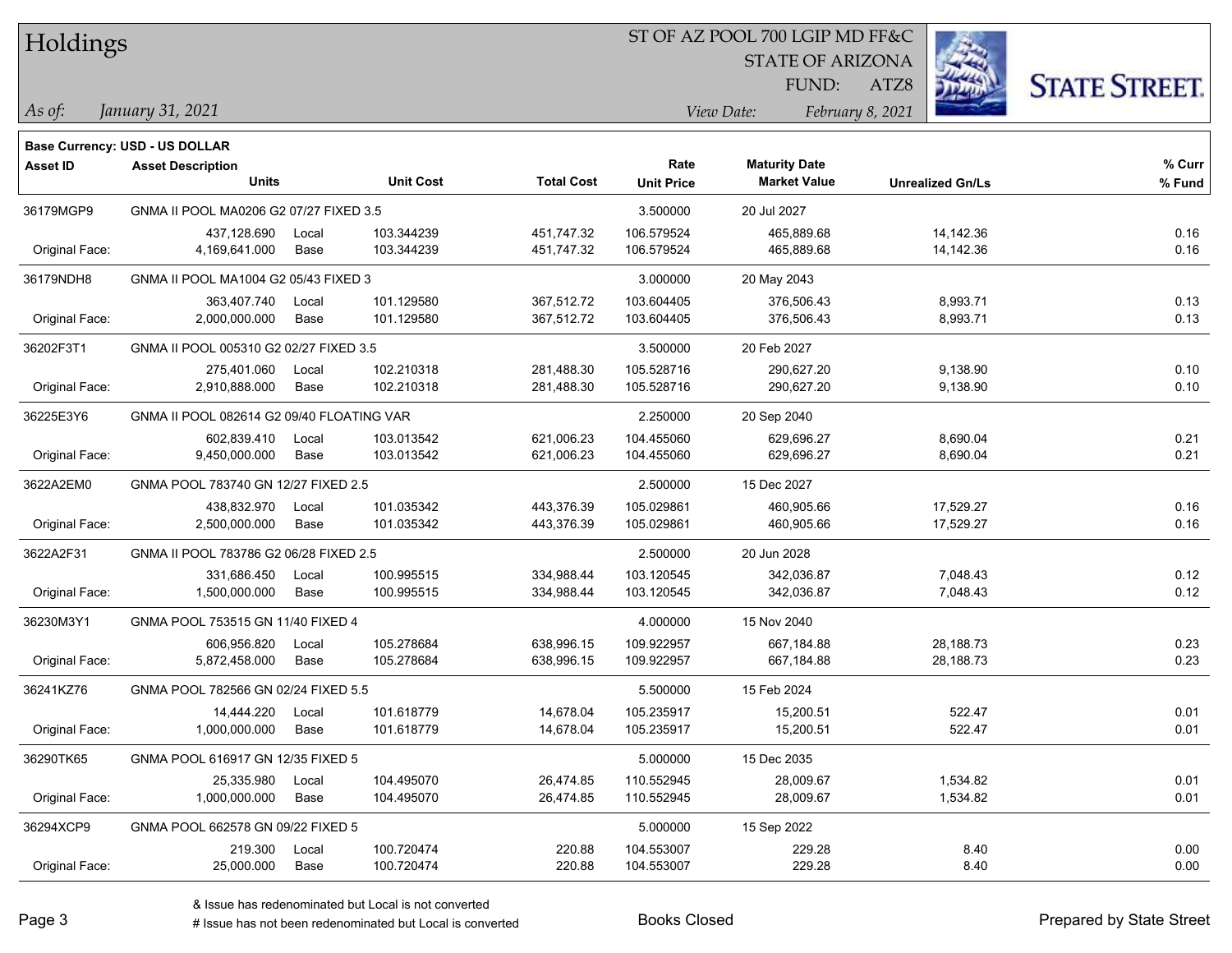# Holdings

ST OF AZ POOL 700 LGIP MD FF&C
STATE OF ARIZONA
FUND: ATZ8

*As of:* *January 31, 2021*
*View Date:* *February 8, 2021*

**Base Currency: USD - US DOLLAR**

| Asset ID | Asset Description / Units | | Unit Cost | Total Cost | Rate / Unit Price | Maturity Date / Market Value | Unrealized Gn/Ls | % Curr / % Fund |
|---|---|---|---|---|---|---|---|---|
| 36179MGP9 | GNMA II POOL MA0206 G2 07/27 FIXED 3.5 | | | | 3.500000 | 20 Jul 2027 | | |
| | 437,128.690 | Local | 103.344239 | 451,747.32 | 106.579524 | 465,889.68 | 14,142.36 | 0.16 |
| Original Face: | 4,169,641.000 | Base | 103.344239 | 451,747.32 | 106.579524 | 465,889.68 | 14,142.36 | 0.16 |
| 36179NDH8 | GNMA II POOL MA1004 G2 05/43 FIXED 3 | | | | 3.000000 | 20 May 2043 | | |
| | 363,407.740 | Local | 101.129580 | 367,512.72 | 103.604405 | 376,506.43 | 8,993.71 | 0.13 |
| Original Face: | 2,000,000.000 | Base | 101.129580 | 367,512.72 | 103.604405 | 376,506.43 | 8,993.71 | 0.13 |
| 36202F3T1 | GNMA II POOL 005310 G2 02/27 FIXED 3.5 | | | | 3.500000 | 20 Feb 2027 | | |
| | 275,401.060 | Local | 102.210318 | 281,488.30 | 105.528716 | 290,627.20 | 9,138.90 | 0.10 |
| Original Face: | 2,910,888.000 | Base | 102.210318 | 281,488.30 | 105.528716 | 290,627.20 | 9,138.90 | 0.10 |
| 36225E3Y6 | GNMA II POOL 082614 G2 09/40 FLOATING VAR | | | | 2.250000 | 20 Sep 2040 | | |
| | 602,839.410 | Local | 103.013542 | 621,006.23 | 104.455060 | 629,696.27 | 8,690.04 | 0.21 |
| Original Face: | 9,450,000.000 | Base | 103.013542 | 621,006.23 | 104.455060 | 629,696.27 | 8,690.04 | 0.21 |
| 3622A2EM0 | GNMA POOL 783740 GN 12/27 FIXED 2.5 | | | | 2.500000 | 15 Dec 2027 | | |
| | 438,832.970 | Local | 101.035342 | 443,376.39 | 105.029861 | 460,905.66 | 17,529.27 | 0.16 |
| Original Face: | 2,500,000.000 | Base | 101.035342 | 443,376.39 | 105.029861 | 460,905.66 | 17,529.27 | 0.16 |
| 3622A2F31 | GNMA II POOL 783786 G2 06/28 FIXED 2.5 | | | | 2.500000 | 20 Jun 2028 | | |
| | 331,686.450 | Local | 100.995515 | 334,988.44 | 103.120545 | 342,036.87 | 7,048.43 | 0.12 |
| Original Face: | 1,500,000.000 | Base | 100.995515 | 334,988.44 | 103.120545 | 342,036.87 | 7,048.43 | 0.12 |
| 36230M3Y1 | GNMA POOL 753515 GN 11/40 FIXED 4 | | | | 4.000000 | 15 Nov 2040 | | |
| | 606,956.820 | Local | 105.278684 | 638,996.15 | 109.922957 | 667,184.88 | 28,188.73 | 0.23 |
| Original Face: | 5,872,458.000 | Base | 105.278684 | 638,996.15 | 109.922957 | 667,184.88 | 28,188.73 | 0.23 |
| 36241KZ76 | GNMA POOL 782566 GN 02/24 FIXED 5.5 | | | | 5.500000 | 15 Feb 2024 | | |
| | 14,444.220 | Local | 101.618779 | 14,678.04 | 105.235917 | 15,200.51 | 522.47 | 0.01 |
| Original Face: | 1,000,000.000 | Base | 101.618779 | 14,678.04 | 105.235917 | 15,200.51 | 522.47 | 0.01 |
| 36290TK65 | GNMA POOL 616917 GN 12/35 FIXED 5 | | | | 5.000000 | 15 Dec 2035 | | |
| | 25,335.980 | Local | 104.495070 | 26,474.85 | 110.552945 | 28,009.67 | 1,534.82 | 0.01 |
| Original Face: | 1,000,000.000 | Base | 104.495070 | 26,474.85 | 110.552945 | 28,009.67 | 1,534.82 | 0.01 |
| 36294XCP9 | GNMA POOL 662578 GN 09/22 FIXED 5 | | | | 5.000000 | 15 Sep 2022 | | |
| | 219.300 | Local | 100.720474 | 220.88 | 104.553007 | 229.28 | 8.40 | 0.00 |
| Original Face: | 25,000.000 | Base | 100.720474 | 220.88 | 104.553007 | 229.28 | 8.40 | 0.00 |

& Issue has redenominated but Local is not converted
# Issue has not been redenominated but Local is converted

Books Closed

Prepared by State Street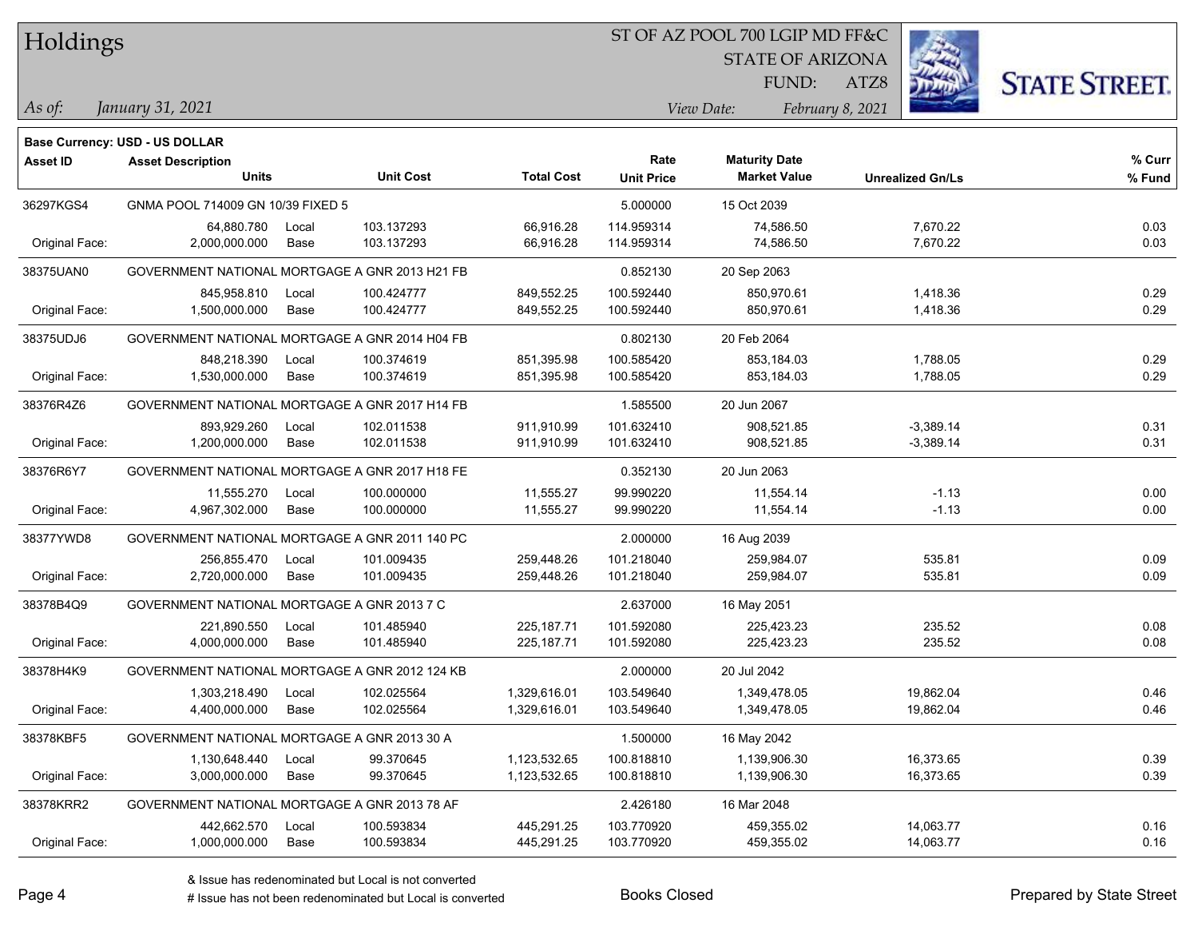# Holdings

ST OF AZ POOL 700 LGIP MD FF&C
STATE OF ARIZONA
FUND: ATZ8

*As of:* *January 31, 2021*

*View Date:* *February 8, 2021*

**Base Currency: USD - US DOLLAR**

| Asset ID | Asset Description Units | | Unit Cost | Total Cost | Rate Unit Price | Maturity Date Market Value | Unrealized Gn/Ls | % Curr % Fund |
|---|---|---|---|---|---|---|---|---|
| 36297KGS4 | GNMA POOL 714009 GN 10/39 FIXED 5 | | | | 5.000000 | 15 Oct 2039 | | |
| | 64,880.780 | Local | 103.137293 | 66,916.28 | 114.959314 | 74,586.50 | 7,670.22 | 0.03 |
| Original Face: | 2,000,000.000 | Base | 103.137293 | 66,916.28 | 114.959314 | 74,586.50 | 7,670.22 | 0.03 |
| 38375UAN0 | GOVERNMENT NATIONAL MORTGAGE A GNR 2013 H21 FB | | | | 0.852130 | 20 Sep 2063 | | |
| | 845,958.810 | Local | 100.424777 | 849,552.25 | 100.592440 | 850,970.61 | 1,418.36 | 0.29 |
| Original Face: | 1,500,000.000 | Base | 100.424777 | 849,552.25 | 100.592440 | 850,970.61 | 1,418.36 | 0.29 |
| 38375UDJ6 | GOVERNMENT NATIONAL MORTGAGE A GNR 2014 H04 FB | | | | 0.802130 | 20 Feb 2064 | | |
| | 848,218.390 | Local | 100.374619 | 851,395.98 | 100.585420 | 853,184.03 | 1,788.05 | 0.29 |
| Original Face: | 1,530,000.000 | Base | 100.374619 | 851,395.98 | 100.585420 | 853,184.03 | 1,788.05 | 0.29 |
| 38376R4Z6 | GOVERNMENT NATIONAL MORTGAGE A GNR 2017 H14 FB | | | | 1.585500 | 20 Jun 2067 | | |
| | 893,929.260 | Local | 102.011538 | 911,910.99 | 101.632410 | 908,521.85 | -3,389.14 | 0.31 |
| Original Face: | 1,200,000.000 | Base | 102.011538 | 911,910.99 | 101.632410 | 908,521.85 | -3,389.14 | 0.31 |
| 38376R6Y7 | GOVERNMENT NATIONAL MORTGAGE A GNR 2017 H18 FE | | | | 0.352130 | 20 Jun 2063 | | |
| | 11,555.270 | Local | 100.000000 | 11,555.27 | 99.990220 | 11,554.14 | -1.13 | 0.00 |
| Original Face: | 4,967,302.000 | Base | 100.000000 | 11,555.27 | 99.990220 | 11,554.14 | -1.13 | 0.00 |
| 38377YWD8 | GOVERNMENT NATIONAL MORTGAGE A GNR 2011 140 PC | | | | 2.000000 | 16 Aug 2039 | | |
| | 256,855.470 | Local | 101.009435 | 259,448.26 | 101.218040 | 259,984.07 | 535.81 | 0.09 |
| Original Face: | 2,720,000.000 | Base | 101.009435 | 259,448.26 | 101.218040 | 259,984.07 | 535.81 | 0.09 |
| 38378B4Q9 | GOVERNMENT NATIONAL MORTGAGE A GNR 2013 7 C | | | | 2.637000 | 16 May 2051 | | |
| | 221,890.550 | Local | 101.485940 | 225,187.71 | 101.592080 | 225,423.23 | 235.52 | 0.08 |
| Original Face: | 4,000,000.000 | Base | 101.485940 | 225,187.71 | 101.592080 | 225,423.23 | 235.52 | 0.08 |
| 38378H4K9 | GOVERNMENT NATIONAL MORTGAGE A GNR 2012 124 KB | | | | 2.000000 | 20 Jul 2042 | | |
| | 1,303,218.490 | Local | 102.025564 | 1,329,616.01 | 103.549640 | 1,349,478.05 | 19,862.04 | 0.46 |
| Original Face: | 4,400,000.000 | Base | 102.025564 | 1,329,616.01 | 103.549640 | 1,349,478.05 | 19,862.04 | 0.46 |
| 38378KBF5 | GOVERNMENT NATIONAL MORTGAGE A GNR 2013 30 A | | | | 1.500000 | 16 May 2042 | | |
| | 1,130,648.440 | Local | 99.370645 | 1,123,532.65 | 100.818810 | 1,139,906.30 | 16,373.65 | 0.39 |
| Original Face: | 3,000,000.000 | Base | 99.370645 | 1,123,532.65 | 100.818810 | 1,139,906.30 | 16,373.65 | 0.39 |
| 38378KRR2 | GOVERNMENT NATIONAL MORTGAGE A GNR 2013 78 AF | | | | 2.426180 | 16 Mar 2048 | | |
| | 442,662.570 | Local | 100.593834 | 445,291.25 | 103.770920 | 459,355.02 | 14,063.77 | 0.16 |
| Original Face: | 1,000,000.000 | Base | 100.593834 | 445,291.25 | 103.770920 | 459,355.02 | 14,063.77 | 0.16 |

& Issue has redenominated but Local is not converted
# Issue has not been redenominated but Local is converted

Books Closed

Prepared by State Street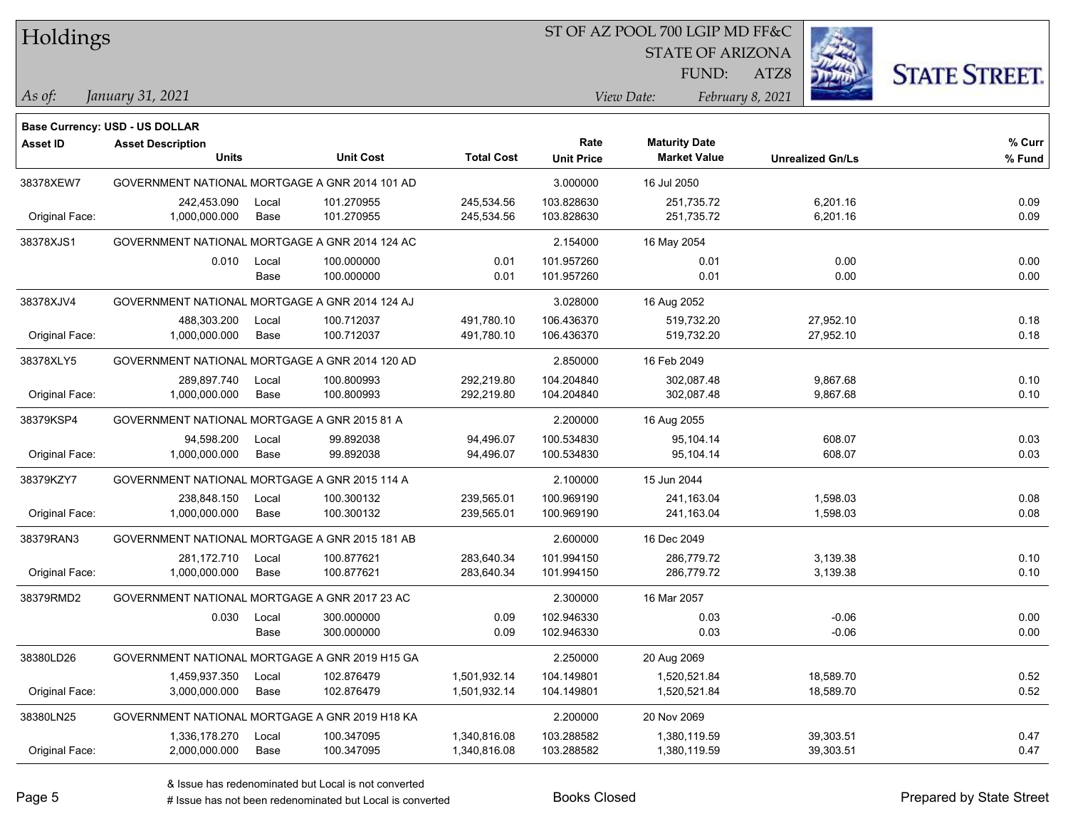# Holdings

ST OF AZ POOL 700 LGIP MD FF&C
STATE OF ARIZONA
FUND: ATZ8

*As of:* *January 31, 2021*
*View Date:* *February 8, 2021*

**Base Currency: USD - US DOLLAR**

| Asset ID | Asset Description / Units | | Unit Cost | Total Cost | Rate / Unit Price | Maturity Date / Market Value | Unrealized Gn/Ls | % Curr / % Fund |
|---|---|---|---|---|---|---|---|---|
| 38378XEW7 | GOVERNMENT NATIONAL MORTGAGE A GNR 2014 101 AD | | | | 3.000000 | 16 Jul 2050 | | |
| | 242,453.090 | Local | 101.270955 | 245,534.56 | 103.828630 | 251,735.72 | 6,201.16 | 0.09 |
| Original Face: | 1,000,000.000 | Base | 101.270955 | 245,534.56 | 103.828630 | 251,735.72 | 6,201.16 | 0.09 |
| 38378XJS1 | GOVERNMENT NATIONAL MORTGAGE A GNR 2014 124 AC | | | | 2.154000 | 16 May 2054 | | |
| | 0.010 | Local | 100.000000 | 0.01 | 101.957260 | 0.01 | 0.00 | 0.00 |
| | | Base | 100.000000 | 0.01 | 101.957260 | 0.01 | 0.00 | 0.00 |
| 38378XJV4 | GOVERNMENT NATIONAL MORTGAGE A GNR 2014 124 AJ | | | | 3.028000 | 16 Aug 2052 | | |
| | 488,303.200 | Local | 100.712037 | 491,780.10 | 106.436370 | 519,732.20 | 27,952.10 | 0.18 |
| Original Face: | 1,000,000.000 | Base | 100.712037 | 491,780.10 | 106.436370 | 519,732.20 | 27,952.10 | 0.18 |
| 38378XLY5 | GOVERNMENT NATIONAL MORTGAGE A GNR 2014 120 AD | | | | 2.850000 | 16 Feb 2049 | | |
| | 289,897.740 | Local | 100.800993 | 292,219.80 | 104.204840 | 302,087.48 | 9,867.68 | 0.10 |
| Original Face: | 1,000,000.000 | Base | 100.800993 | 292,219.80 | 104.204840 | 302,087.48 | 9,867.68 | 0.10 |
| 38379KSP4 | GOVERNMENT NATIONAL MORTGAGE A GNR 2015 81 A | | | | 2.200000 | 16 Aug 2055 | | |
| | 94,598.200 | Local | 99.892038 | 94,496.07 | 100.534830 | 95,104.14 | 608.07 | 0.03 |
| Original Face: | 1,000,000.000 | Base | 99.892038 | 94,496.07 | 100.534830 | 95,104.14 | 608.07 | 0.03 |
| 38379KZY7 | GOVERNMENT NATIONAL MORTGAGE A GNR 2015 114 A | | | | 2.100000 | 15 Jun 2044 | | |
| | 238,848.150 | Local | 100.300132 | 239,565.01 | 100.969190 | 241,163.04 | 1,598.03 | 0.08 |
| Original Face: | 1,000,000.000 | Base | 100.300132 | 239,565.01 | 100.969190 | 241,163.04 | 1,598.03 | 0.08 |
| 38379RAN3 | GOVERNMENT NATIONAL MORTGAGE A GNR 2015 181 AB | | | | 2.600000 | 16 Dec 2049 | | |
| | 281,172.710 | Local | 100.877621 | 283,640.34 | 101.994150 | 286,779.72 | 3,139.38 | 0.10 |
| Original Face: | 1,000,000.000 | Base | 100.877621 | 283,640.34 | 101.994150 | 286,779.72 | 3,139.38 | 0.10 |
| 38379RMD2 | GOVERNMENT NATIONAL MORTGAGE A GNR 2017 23 AC | | | | 2.300000 | 16 Mar 2057 | | |
| | 0.030 | Local | 300.000000 | 0.09 | 102.946330 | 0.03 | -0.06 | 0.00 |
| | | Base | 300.000000 | 0.09 | 102.946330 | 0.03 | -0.06 | 0.00 |
| 38380LD26 | GOVERNMENT NATIONAL MORTGAGE A GNR 2019 H15 GA | | | | 2.250000 | 20 Aug 2069 | | |
| | 1,459,937.350 | Local | 102.876479 | 1,501,932.14 | 104.149801 | 1,520,521.84 | 18,589.70 | 0.52 |
| Original Face: | 3,000,000.000 | Base | 102.876479 | 1,501,932.14 | 104.149801 | 1,520,521.84 | 18,589.70 | 0.52 |
| 38380LN25 | GOVERNMENT NATIONAL MORTGAGE A GNR 2019 H18 KA | | | | 2.200000 | 20 Nov 2069 | | |
| | 1,336,178.270 | Local | 100.347095 | 1,340,816.08 | 103.288582 | 1,380,119.59 | 39,303.51 | 0.47 |
| Original Face: | 2,000,000.000 | Base | 100.347095 | 1,340,816.08 | 103.288582 | 1,380,119.59 | 39,303.51 | 0.47 |

& Issue has redenominated but Local is not converted
# Issue has not been redenominated but Local is converted

Books Closed

Prepared by State Street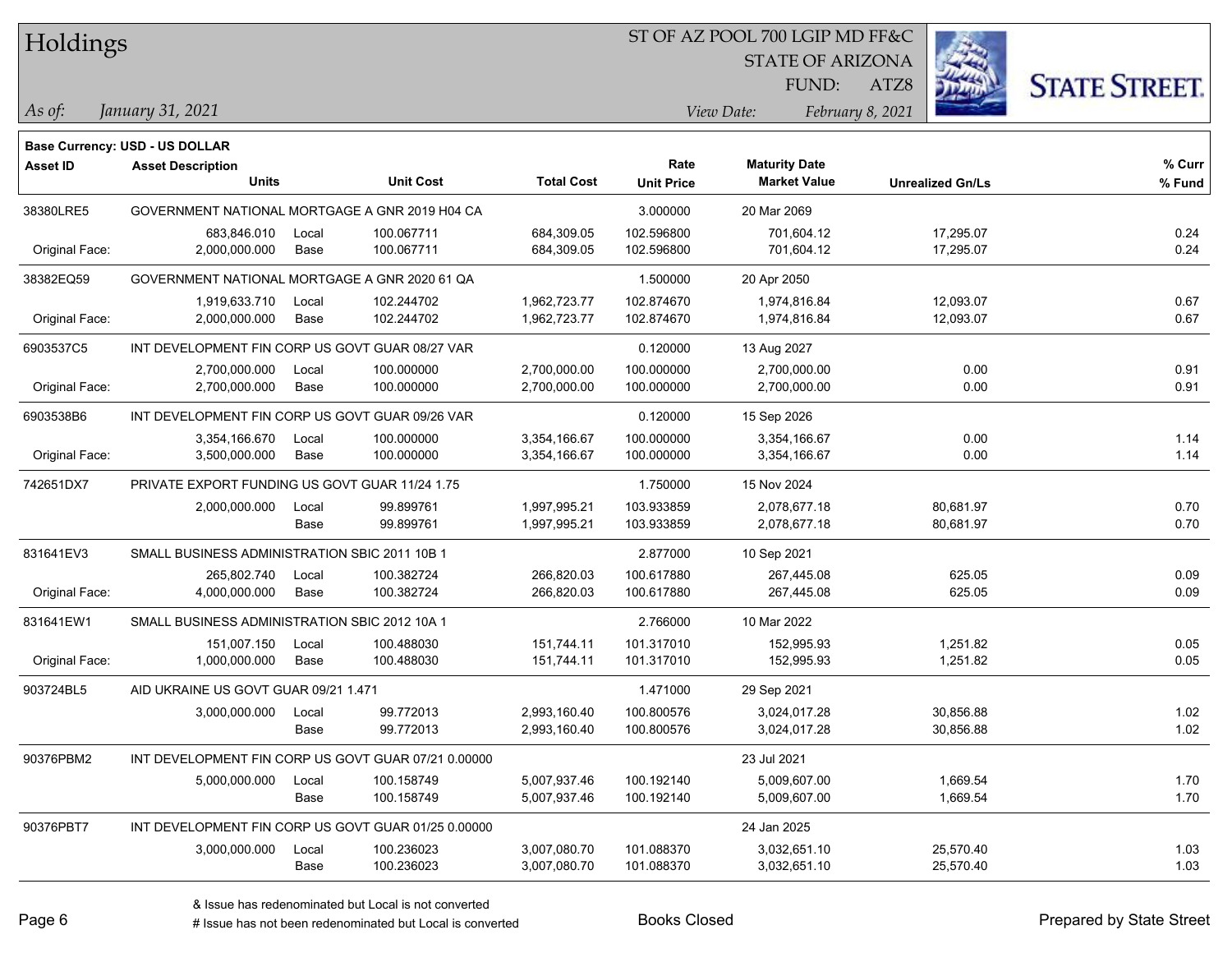# Holdings

ST OF AZ POOL 700 LGIP MD FF&C
STATE OF ARIZONA
FUND: ATZ8

*As of:* *January 31, 2021*

*View Date:* *February 8, 2021*

**Base Currency: USD - US DOLLAR**

| Asset ID | Asset Description / Units | | Unit Cost | Total Cost | Rate / Unit Price | Maturity Date / Market Value | Unrealized Gn/Ls | % Curr / % Fund |
|---|---|---|---|---|---|---|---|---|
| 38380LRE5 | GOVERNMENT NATIONAL MORTGAGE A GNR 2019 H04 CA | | | | 3.000000 | 20 Mar 2069 | | |
| | 683,846.010 | Local | 100.067711 | 684,309.05 | 102.596800 | 701,604.12 | 17,295.07 | 0.24 |
| Original Face: | 2,000,000.000 | Base | 100.067711 | 684,309.05 | 102.596800 | 701,604.12 | 17,295.07 | 0.24 |
| 38382EQ59 | GOVERNMENT NATIONAL MORTGAGE A GNR 2020 61 QA | | | | 1.500000 | 20 Apr 2050 | | |
| | 1,919,633.710 | Local | 102.244702 | 1,962,723.77 | 102.874670 | 1,974,816.84 | 12,093.07 | 0.67 |
| Original Face: | 2,000,000.000 | Base | 102.244702 | 1,962,723.77 | 102.874670 | 1,974,816.84 | 12,093.07 | 0.67 |
| 6903537C5 | INT DEVELOPMENT FIN CORP US GOVT GUAR 08/27 VAR | | | | 0.120000 | 13 Aug 2027 | | |
| | 2,700,000.000 | Local | 100.000000 | 2,700,000.00 | 100.000000 | 2,700,000.00 | 0.00 | 0.91 |
| Original Face: | 2,700,000.000 | Base | 100.000000 | 2,700,000.00 | 100.000000 | 2,700,000.00 | 0.00 | 0.91 |
| 6903538B6 | INT DEVELOPMENT FIN CORP US GOVT GUAR 09/26 VAR | | | | 0.120000 | 15 Sep 2026 | | |
| | 3,354,166.670 | Local | 100.000000 | 3,354,166.67 | 100.000000 | 3,354,166.67 | 0.00 | 1.14 |
| Original Face: | 3,500,000.000 | Base | 100.000000 | 3,354,166.67 | 100.000000 | 3,354,166.67 | 0.00 | 1.14 |
| 742651DX7 | PRIVATE EXPORT FUNDING US GOVT GUAR 11/24 1.75 | | | | 1.750000 | 15 Nov 2024 | | |
| | 2,000,000.000 | Local | 99.899761 | 1,997,995.21 | 103.933859 | 2,078,677.18 | 80,681.97 | 0.70 |
| | | Base | 99.899761 | 1,997,995.21 | 103.933859 | 2,078,677.18 | 80,681.97 | 0.70 |
| 831641EV3 | SMALL BUSINESS ADMINISTRATION SBIC 2011 10B 1 | | | | 2.877000 | 10 Sep 2021 | | |
| | 265,802.740 | Local | 100.382724 | 266,820.03 | 100.617880 | 267,445.08 | 625.05 | 0.09 |
| Original Face: | 4,000,000.000 | Base | 100.382724 | 266,820.03 | 100.617880 | 267,445.08 | 625.05 | 0.09 |
| 831641EW1 | SMALL BUSINESS ADMINISTRATION SBIC 2012 10A 1 | | | | 2.766000 | 10 Mar 2022 | | |
| | 151,007.150 | Local | 100.488030 | 151,744.11 | 101.317010 | 152,995.93 | 1,251.82 | 0.05 |
| Original Face: | 1,000,000.000 | Base | 100.488030 | 151,744.11 | 101.317010 | 152,995.93 | 1,251.82 | 0.05 |
| 903724BL5 | AID UKRAINE US GOVT GUAR 09/21 1.471 | | | | 1.471000 | 29 Sep 2021 | | |
| | 3,000,000.000 | Local | 99.772013 | 2,993,160.40 | 100.800576 | 3,024,017.28 | 30,856.88 | 1.02 |
| | | Base | 99.772013 | 2,993,160.40 | 100.800576 | 3,024,017.28 | 30,856.88 | 1.02 |
| 90376PBM2 | INT DEVELOPMENT FIN CORP US GOVT GUAR 07/21 0.00000 | | | | | 23 Jul 2021 | | |
| | 5,000,000.000 | Local | 100.158749 | 5,007,937.46 | 100.192140 | 5,009,607.00 | 1,669.54 | 1.70 |
| | | Base | 100.158749 | 5,007,937.46 | 100.192140 | 5,009,607.00 | 1,669.54 | 1.70 |
| 90376PBT7 | INT DEVELOPMENT FIN CORP US GOVT GUAR 01/25 0.00000 | | | | | 24 Jan 2025 | | |
| | 3,000,000.000 | Local | 100.236023 | 3,007,080.70 | 101.088370 | 3,032,651.10 | 25,570.40 | 1.03 |
| | | Base | 100.236023 | 3,007,080.70 | 101.088370 | 3,032,651.10 | 25,570.40 | 1.03 |

& Issue has redenominated but Local is not converted
# Issue has not been redenominated but Local is converted

Books Closed

Prepared by State Street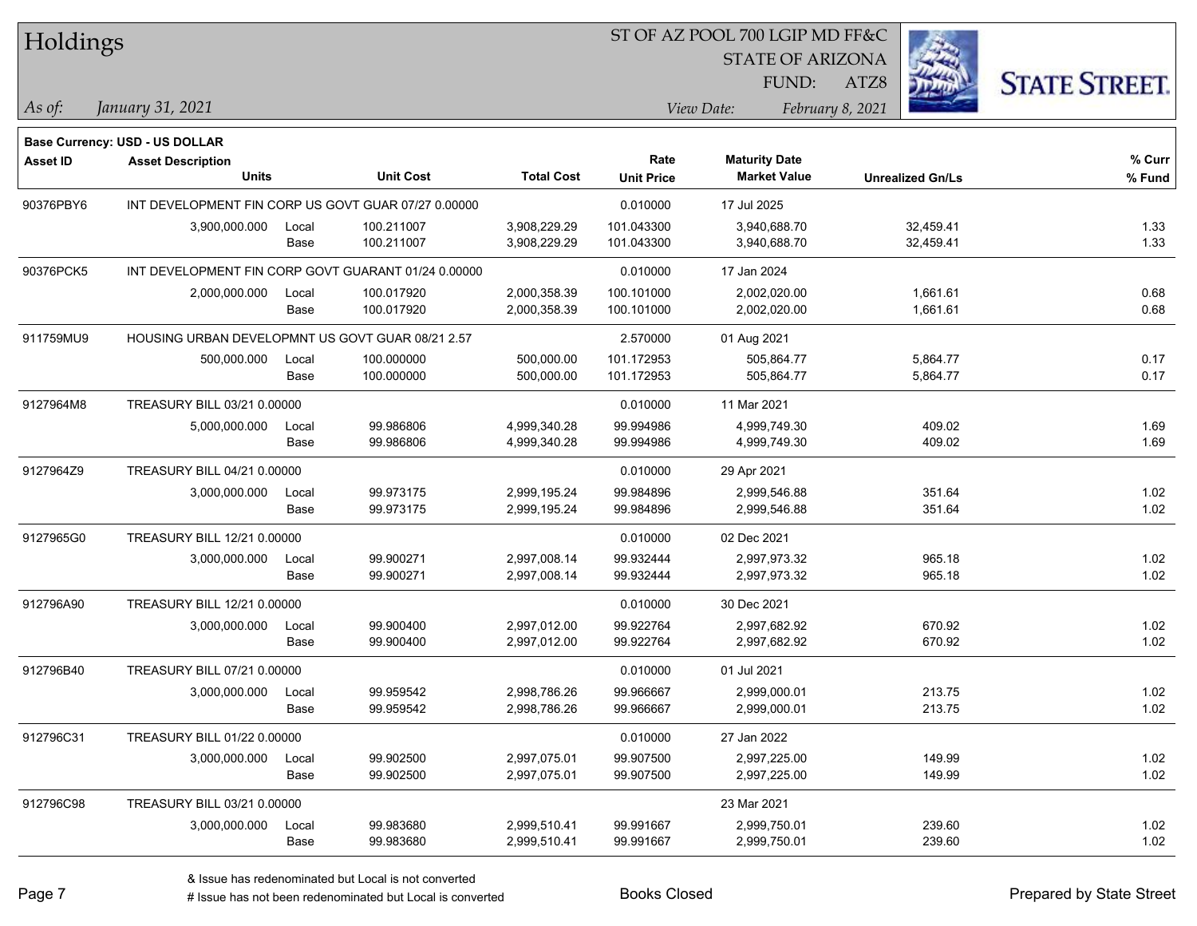# Holdings

ST OF AZ POOL 700 LGIP MD FF&C
STATE OF ARIZONA
FUND: ATZ8

*As of:* *January 31, 2021*

*View Date:* *February 8, 2021*

**Base Currency: USD - US DOLLAR**

| Asset ID | Asset Description / Units | | Unit Cost | Total Cost | Rate / Unit Price | Maturity Date / Market Value | Unrealized Gn/Ls | % Curr / % Fund |
|---|---|---|---|---|---|---|---|---|
| 90376PBY6 | INT DEVELOPMENT FIN CORP US GOVT GUAR 07/27 0.00000 | | | | 0.010000 | 17 Jul 2025 | | |
| | 3,900,000.000 | Local | 100.211007 | 3,908,229.29 | 101.043300 | 3,940,688.70 | 32,459.41 | 1.33 |
| | | Base | 100.211007 | 3,908,229.29 | 101.043300 | 3,940,688.70 | 32,459.41 | 1.33 |
| 90376PCK5 | INT DEVELOPMENT FIN CORP GOVT GUARANT 01/24 0.00000 | | | | 0.010000 | 17 Jan 2024 | | |
| | 2,000,000.000 | Local | 100.017920 | 2,000,358.39 | 100.101000 | 2,002,020.00 | 1,661.61 | 0.68 |
| | | Base | 100.017920 | 2,000,358.39 | 100.101000 | 2,002,020.00 | 1,661.61 | 0.68 |
| 911759MU9 | HOUSING URBAN DEVELOPMNT US GOVT GUAR 08/21 2.57 | | | | 2.570000 | 01 Aug 2021 | | |
| | 500,000.000 | Local | 100.000000 | 500,000.00 | 101.172953 | 505,864.77 | 5,864.77 | 0.17 |
| | | Base | 100.000000 | 500,000.00 | 101.172953 | 505,864.77 | 5,864.77 | 0.17 |
| 9127964M8 | TREASURY BILL 03/21 0.00000 | | | | 0.010000 | 11 Mar 2021 | | |
| | 5,000,000.000 | Local | 99.986806 | 4,999,340.28 | 99.994986 | 4,999,749.30 | 409.02 | 1.69 |
| | | Base | 99.986806 | 4,999,340.28 | 99.994986 | 4,999,749.30 | 409.02 | 1.69 |
| 9127964Z9 | TREASURY BILL 04/21 0.00000 | | | | 0.010000 | 29 Apr 2021 | | |
| | 3,000,000.000 | Local | 99.973175 | 2,999,195.24 | 99.984896 | 2,999,546.88 | 351.64 | 1.02 |
| | | Base | 99.973175 | 2,999,195.24 | 99.984896 | 2,999,546.88 | 351.64 | 1.02 |
| 9127965G0 | TREASURY BILL 12/21 0.00000 | | | | 0.010000 | 02 Dec 2021 | | |
| | 3,000,000.000 | Local | 99.900271 | 2,997,008.14 | 99.932444 | 2,997,973.32 | 965.18 | 1.02 |
| | | Base | 99.900271 | 2,997,008.14 | 99.932444 | 2,997,973.32 | 965.18 | 1.02 |
| 912796A90 | TREASURY BILL 12/21 0.00000 | | | | 0.010000 | 30 Dec 2021 | | |
| | 3,000,000.000 | Local | 99.900400 | 2,997,012.00 | 99.922764 | 2,997,682.92 | 670.92 | 1.02 |
| | | Base | 99.900400 | 2,997,012.00 | 99.922764 | 2,997,682.92 | 670.92 | 1.02 |
| 912796B40 | TREASURY BILL 07/21 0.00000 | | | | 0.010000 | 01 Jul 2021 | | |
| | 3,000,000.000 | Local | 99.959542 | 2,998,786.26 | 99.966667 | 2,999,000.01 | 213.75 | 1.02 |
| | | Base | 99.959542 | 2,998,786.26 | 99.966667 | 2,999,000.01 | 213.75 | 1.02 |
| 912796C31 | TREASURY BILL 01/22 0.00000 | | | | 0.010000 | 27 Jan 2022 | | |
| | 3,000,000.000 | Local | 99.902500 | 2,997,075.01 | 99.907500 | 2,997,225.00 | 149.99 | 1.02 |
| | | Base | 99.902500 | 2,997,075.01 | 99.907500 | 2,997,225.00 | 149.99 | 1.02 |
| 912796C98 | TREASURY BILL 03/21 0.00000 | | | | | 23 Mar 2021 | | |
| | 3,000,000.000 | Local | 99.983680 | 2,999,510.41 | 99.991667 | 2,999,750.01 | 239.60 | 1.02 |
| | | Base | 99.983680 | 2,999,510.41 | 99.991667 | 2,999,750.01 | 239.60 | 1.02 |

& Issue has redenominated but Local is not converted
# Issue has not been redenominated but Local is converted

Books Closed

Prepared by State Street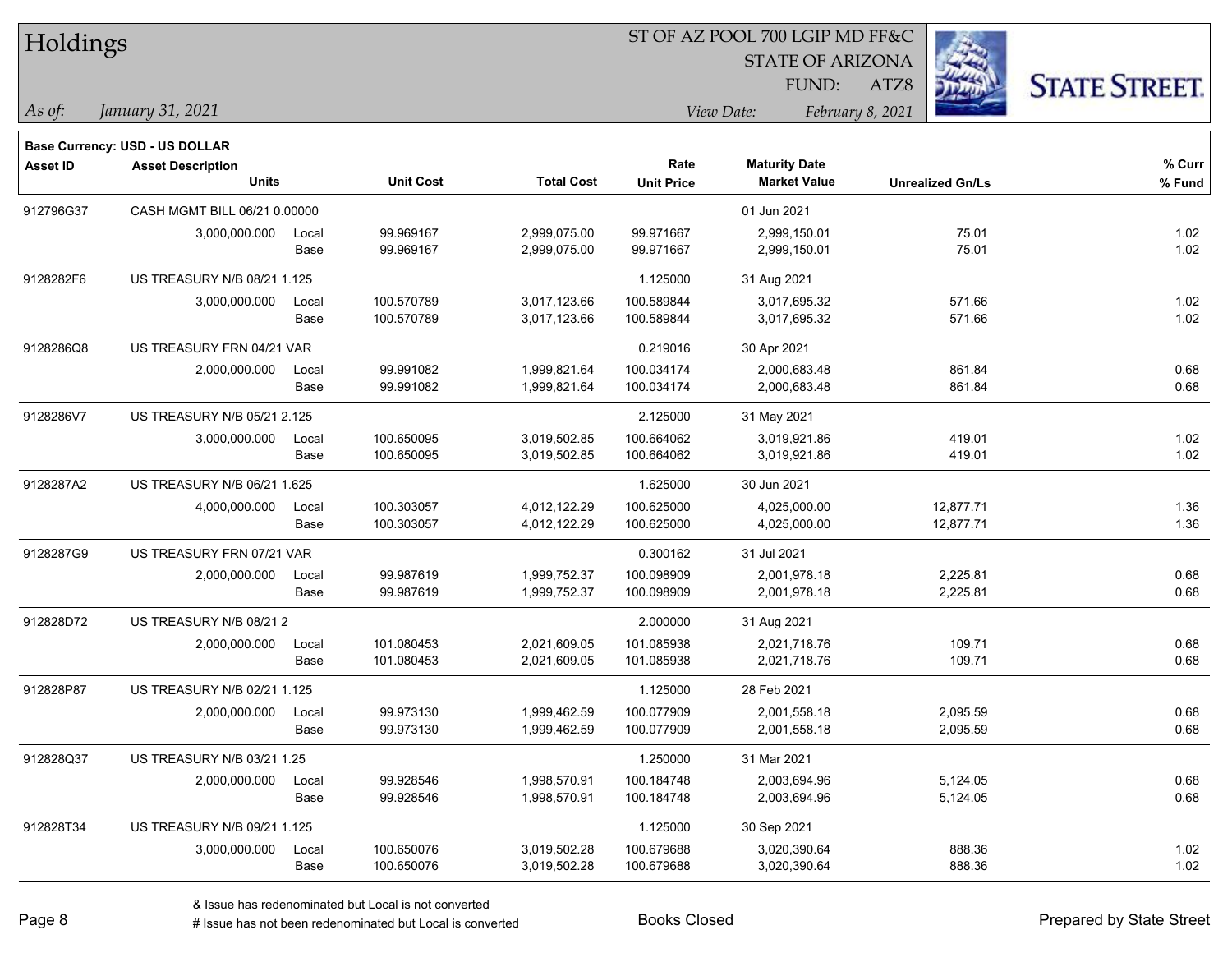# Holdings

ST OF AZ POOL 700 LGIP MD FF&C
STATE OF ARIZONA
FUND: ATZ8

*As of: January 31, 2021*

*View Date: February 8, 2021*

**Base Currency: USD - US DOLLAR**

| Asset ID | Asset Description / Units | | Unit Cost | Total Cost | Rate / Unit Price | Maturity Date / Market Value | Unrealized Gn/Ls | % Curr / % Fund |
|---|---|---|---|---|---|---|---|---|
| 912796G37 | CASH MGMT BILL 06/21 0.00000 | | | | | 01 Jun 2021 | | |
| | 3,000,000.000 | Local | 99.969167 | 2,999,075.00 | 99.971667 | 2,999,150.01 | 75.01 | 1.02 |
| | | Base | 99.969167 | 2,999,075.00 | 99.971667 | 2,999,150.01 | 75.01 | 1.02 |
| 9128282F6 | US TREASURY N/B 08/21 1.125 | | | | 1.125000 | 31 Aug 2021 | | |
| | 3,000,000.000 | Local | 100.570789 | 3,017,123.66 | 100.589844 | 3,017,695.32 | 571.66 | 1.02 |
| | | Base | 100.570789 | 3,017,123.66 | 100.589844 | 3,017,695.32 | 571.66 | 1.02 |
| 9128286Q8 | US TREASURY FRN 04/21 VAR | | | | 0.219016 | 30 Apr 2021 | | |
| | 2,000,000.000 | Local | 99.991082 | 1,999,821.64 | 100.034174 | 2,000,683.48 | 861.84 | 0.68 |
| | | Base | 99.991082 | 1,999,821.64 | 100.034174 | 2,000,683.48 | 861.84 | 0.68 |
| 9128286V7 | US TREASURY N/B 05/21 2.125 | | | | 2.125000 | 31 May 2021 | | |
| | 3,000,000.000 | Local | 100.650095 | 3,019,502.85 | 100.664062 | 3,019,921.86 | 419.01 | 1.02 |
| | | Base | 100.650095 | 3,019,502.85 | 100.664062 | 3,019,921.86 | 419.01 | 1.02 |
| 9128287A2 | US TREASURY N/B 06/21 1.625 | | | | 1.625000 | 30 Jun 2021 | | |
| | 4,000,000.000 | Local | 100.303057 | 4,012,122.29 | 100.625000 | 4,025,000.00 | 12,877.71 | 1.36 |
| | | Base | 100.303057 | 4,012,122.29 | 100.625000 | 4,025,000.00 | 12,877.71 | 1.36 |
| 9128287G9 | US TREASURY FRN 07/21 VAR | | | | 0.300162 | 31 Jul 2021 | | |
| | 2,000,000.000 | Local | 99.987619 | 1,999,752.37 | 100.098909 | 2,001,978.18 | 2,225.81 | 0.68 |
| | | Base | 99.987619 | 1,999,752.37 | 100.098909 | 2,001,978.18 | 2,225.81 | 0.68 |
| 912828D72 | US TREASURY N/B 08/21 2 | | | | 2.000000 | 31 Aug 2021 | | |
| | 2,000,000.000 | Local | 101.080453 | 2,021,609.05 | 101.085938 | 2,021,718.76 | 109.71 | 0.68 |
| | | Base | 101.080453 | 2,021,609.05 | 101.085938 | 2,021,718.76 | 109.71 | 0.68 |
| 912828P87 | US TREASURY N/B 02/21 1.125 | | | | 1.125000 | 28 Feb 2021 | | |
| | 2,000,000.000 | Local | 99.973130 | 1,999,462.59 | 100.077909 | 2,001,558.18 | 2,095.59 | 0.68 |
| | | Base | 99.973130 | 1,999,462.59 | 100.077909 | 2,001,558.18 | 2,095.59 | 0.68 |
| 912828Q37 | US TREASURY N/B 03/21 1.25 | | | | 1.250000 | 31 Mar 2021 | | |
| | 2,000,000.000 | Local | 99.928546 | 1,998,570.91 | 100.184748 | 2,003,694.96 | 5,124.05 | 0.68 |
| | | Base | 99.928546 | 1,998,570.91 | 100.184748 | 2,003,694.96 | 5,124.05 | 0.68 |
| 912828T34 | US TREASURY N/B 09/21 1.125 | | | | 1.125000 | 30 Sep 2021 | | |
| | 3,000,000.000 | Local | 100.650076 | 3,019,502.28 | 100.679688 | 3,020,390.64 | 888.36 | 1.02 |
| | | Base | 100.650076 | 3,019,502.28 | 100.679688 | 3,020,390.64 | 888.36 | 1.02 |

& Issue has redenominated but Local is not converted
# Issue has not been redenominated but Local is converted

Books Closed

Prepared by State Street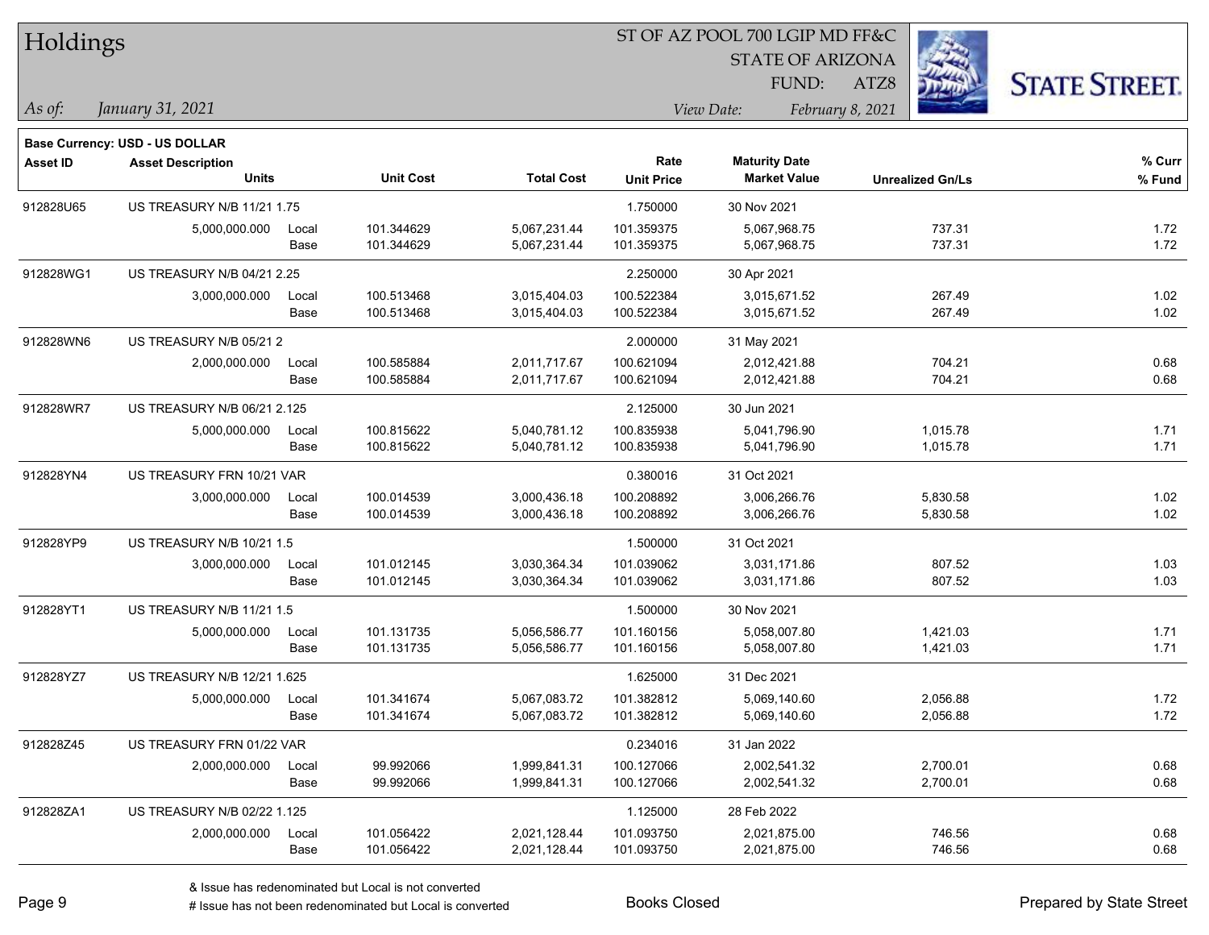# Holdings

ST OF AZ POOL 700 LGIP MD FF&C
STATE OF ARIZONA
FUND: ATZ8

*As of:* *January 31, 2021*

*View Date:* *February 8, 2021*

**Base Currency: USD - US DOLLAR**

| Asset ID | Asset Description / Units | | Unit Cost | Total Cost | Rate / Unit Price | Maturity Date / Market Value | Unrealized Gn/Ls | % Curr / % Fund |
|---|---|---|---|---|---|---|---|---|
| 912828U65 | US TREASURY N/B 11/21 1.75 | | | | 1.750000 | 30 Nov 2021 | | |
| | 5,000,000.000 | Local | 101.344629 | 5,067,231.44 | 101.359375 | 5,067,968.75 | 737.31 | 1.72 |
| | | Base | 101.344629 | 5,067,231.44 | 101.359375 | 5,067,968.75 | 737.31 | 1.72 |
| 912828WG1 | US TREASURY N/B 04/21 2.25 | | | | 2.250000 | 30 Apr 2021 | | |
| | 3,000,000.000 | Local | 100.513468 | 3,015,404.03 | 100.522384 | 3,015,671.52 | 267.49 | 1.02 |
| | | Base | 100.513468 | 3,015,404.03 | 100.522384 | 3,015,671.52 | 267.49 | 1.02 |
| 912828WN6 | US TREASURY N/B 05/21 2 | | | | 2.000000 | 31 May 2021 | | |
| | 2,000,000.000 | Local | 100.585884 | 2,011,717.67 | 100.621094 | 2,012,421.88 | 704.21 | 0.68 |
| | | Base | 100.585884 | 2,011,717.67 | 100.621094 | 2,012,421.88 | 704.21 | 0.68 |
| 912828WR7 | US TREASURY N/B 06/21 2.125 | | | | 2.125000 | 30 Jun 2021 | | |
| | 5,000,000.000 | Local | 100.815622 | 5,040,781.12 | 100.835938 | 5,041,796.90 | 1,015.78 | 1.71 |
| | | Base | 100.815622 | 5,040,781.12 | 100.835938 | 5,041,796.90 | 1,015.78 | 1.71 |
| 912828YN4 | US TREASURY FRN 10/21 VAR | | | | 0.380016 | 31 Oct 2021 | | |
| | 3,000,000.000 | Local | 100.014539 | 3,000,436.18 | 100.208892 | 3,006,266.76 | 5,830.58 | 1.02 |
| | | Base | 100.014539 | 3,000,436.18 | 100.208892 | 3,006,266.76 | 5,830.58 | 1.02 |
| 912828YP9 | US TREASURY N/B 10/21 1.5 | | | | 1.500000 | 31 Oct 2021 | | |
| | 3,000,000.000 | Local | 101.012145 | 3,030,364.34 | 101.039062 | 3,031,171.86 | 807.52 | 1.03 |
| | | Base | 101.012145 | 3,030,364.34 | 101.039062 | 3,031,171.86 | 807.52 | 1.03 |
| 912828YT1 | US TREASURY N/B 11/21 1.5 | | | | 1.500000 | 30 Nov 2021 | | |
| | 5,000,000.000 | Local | 101.131735 | 5,056,586.77 | 101.160156 | 5,058,007.80 | 1,421.03 | 1.71 |
| | | Base | 101.131735 | 5,056,586.77 | 101.160156 | 5,058,007.80 | 1,421.03 | 1.71 |
| 912828YZ7 | US TREASURY N/B 12/21 1.625 | | | | 1.625000 | 31 Dec 2021 | | |
| | 5,000,000.000 | Local | 101.341674 | 5,067,083.72 | 101.382812 | 5,069,140.60 | 2,056.88 | 1.72 |
| | | Base | 101.341674 | 5,067,083.72 | 101.382812 | 5,069,140.60 | 2,056.88 | 1.72 |
| 912828Z45 | US TREASURY FRN 01/22 VAR | | | | 0.234016 | 31 Jan 2022 | | |
| | 2,000,000.000 | Local | 99.992066 | 1,999,841.31 | 100.127066 | 2,002,541.32 | 2,700.01 | 0.68 |
| | | Base | 99.992066 | 1,999,841.31 | 100.127066 | 2,002,541.32 | 2,700.01 | 0.68 |
| 912828ZA1 | US TREASURY N/B 02/22 1.125 | | | | 1.125000 | 28 Feb 2022 | | |
| | 2,000,000.000 | Local | 101.056422 | 2,021,128.44 | 101.093750 | 2,021,875.00 | 746.56 | 0.68 |
| | | Base | 101.056422 | 2,021,128.44 | 101.093750 | 2,021,875.00 | 746.56 | 0.68 |

& Issue has redenominated but Local is not converted
# Issue has not been redenominated but Local is converted

Books Closed

Prepared by State Street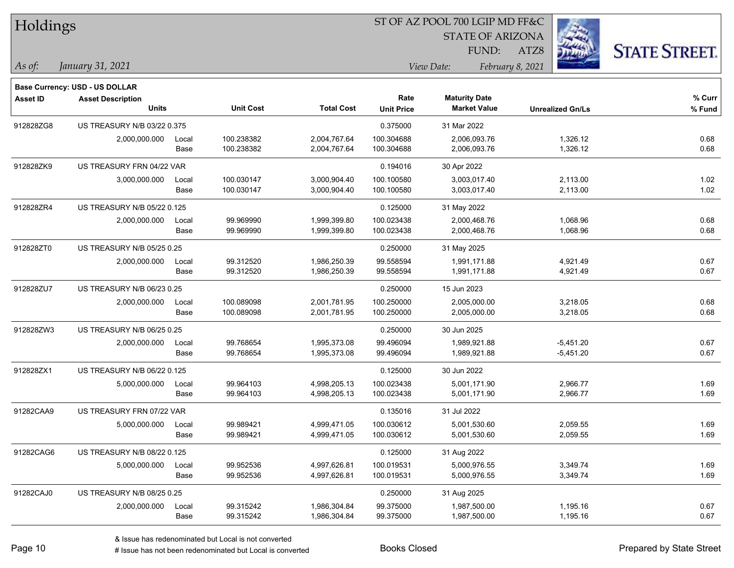# Holdings

ST OF AZ POOL 700 LGIP MD FF&C
STATE OF ARIZONA
FUND: ATZ8

*As of: January 31, 2021*

*View Date: February 8, 2021*

**Base Currency: USD - US DOLLAR**

| Asset ID | Asset Description / Units | | Unit Cost | Total Cost | Rate / Unit Price | Maturity Date / Market Value | Unrealized Gn/Ls | % Curr / % Fund |
|---|---|---|---|---|---|---|---|---|
| 912828ZG8 | US TREASURY N/B 03/22 0.375 | | | | 0.375000 | 31 Mar 2022 | | |
| | 2,000,000.000 | Local | 100.238382 | 2,004,767.64 | 100.304688 | 2,006,093.76 | 1,326.12 | 0.68 |
| | | Base | 100.238382 | 2,004,767.64 | 100.304688 | 2,006,093.76 | 1,326.12 | 0.68 |
| 912828ZK9 | US TREASURY FRN 04/22 VAR | | | | 0.194016 | 30 Apr 2022 | | |
| | 3,000,000.000 | Local | 100.030147 | 3,000,904.40 | 100.100580 | 3,003,017.40 | 2,113.00 | 1.02 |
| | | Base | 100.030147 | 3,000,904.40 | 100.100580 | 3,003,017.40 | 2,113.00 | 1.02 |
| 912828ZR4 | US TREASURY N/B 05/22 0.125 | | | | 0.125000 | 31 May 2022 | | |
| | 2,000,000.000 | Local | 99.969990 | 1,999,399.80 | 100.023438 | 2,000,468.76 | 1,068.96 | 0.68 |
| | | Base | 99.969990 | 1,999,399.80 | 100.023438 | 2,000,468.76 | 1,068.96 | 0.68 |
| 912828ZT0 | US TREASURY N/B 05/25 0.25 | | | | 0.250000 | 31 May 2025 | | |
| | 2,000,000.000 | Local | 99.312520 | 1,986,250.39 | 99.558594 | 1,991,171.88 | 4,921.49 | 0.67 |
| | | Base | 99.312520 | 1,986,250.39 | 99.558594 | 1,991,171.88 | 4,921.49 | 0.67 |
| 912828ZU7 | US TREASURY N/B 06/23 0.25 | | | | 0.250000 | 15 Jun 2023 | | |
| | 2,000,000.000 | Local | 100.089098 | 2,001,781.95 | 100.250000 | 2,005,000.00 | 3,218.05 | 0.68 |
| | | Base | 100.089098 | 2,001,781.95 | 100.250000 | 2,005,000.00 | 3,218.05 | 0.68 |
| 912828ZW3 | US TREASURY N/B 06/25 0.25 | | | | 0.250000 | 30 Jun 2025 | | |
| | 2,000,000.000 | Local | 99.768654 | 1,995,373.08 | 99.496094 | 1,989,921.88 | -5,451.20 | 0.67 |
| | | Base | 99.768654 | 1,995,373.08 | 99.496094 | 1,989,921.88 | -5,451.20 | 0.67 |
| 912828ZX1 | US TREASURY N/B 06/22 0.125 | | | | 0.125000 | 30 Jun 2022 | | |
| | 5,000,000.000 | Local | 99.964103 | 4,998,205.13 | 100.023438 | 5,001,171.90 | 2,966.77 | 1.69 |
| | | Base | 99.964103 | 4,998,205.13 | 100.023438 | 5,001,171.90 | 2,966.77 | 1.69 |
| 91282CAA9 | US TREASURY FRN 07/22 VAR | | | | 0.135016 | 31 Jul 2022 | | |
| | 5,000,000.000 | Local | 99.989421 | 4,999,471.05 | 100.030612 | 5,001,530.60 | 2,059.55 | 1.69 |
| | | Base | 99.989421 | 4,999,471.05 | 100.030612 | 5,001,530.60 | 2,059.55 | 1.69 |
| 91282CAG6 | US TREASURY N/B 08/22 0.125 | | | | 0.125000 | 31 Aug 2022 | | |
| | 5,000,000.000 | Local | 99.952536 | 4,997,626.81 | 100.019531 | 5,000,976.55 | 3,349.74 | 1.69 |
| | | Base | 99.952536 | 4,997,626.81 | 100.019531 | 5,000,976.55 | 3,349.74 | 1.69 |
| 91282CAJ0 | US TREASURY N/B 08/25 0.25 | | | | 0.250000 | 31 Aug 2025 | | |
| | 2,000,000.000 | Local | 99.315242 | 1,986,304.84 | 99.375000 | 1,987,500.00 | 1,195.16 | 0.67 |
| | | Base | 99.315242 | 1,986,304.84 | 99.375000 | 1,987,500.00 | 1,195.16 | 0.67 |

& Issue has redenominated but Local is not converted
# Issue has not been redenominated but Local is converted

Books Closed

Prepared by State Street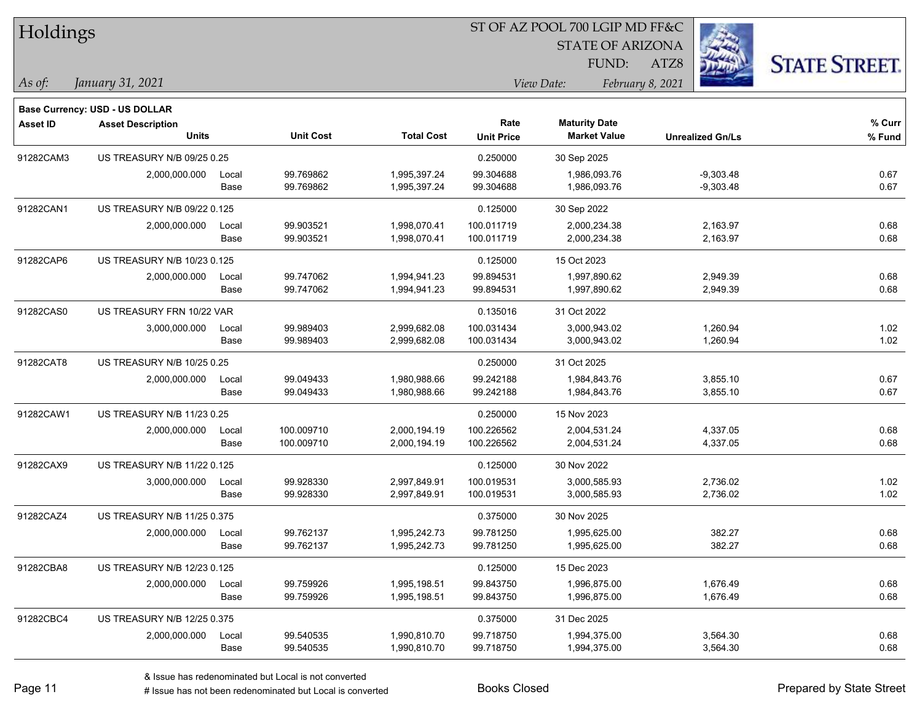# Holdings

ST OF AZ POOL 700 LGIP MD FF&C
STATE OF ARIZONA
FUND: ATZ8

*As of:* *January 31, 2021*
*View Date:* *February 8, 2021*

**Base Currency: USD - US DOLLAR**

| Asset ID | Asset Description / Units | | Unit Cost | Total Cost | Rate / Unit Price | Maturity Date / Market Value | Unrealized Gn/Ls | % Curr / % Fund |
|---|---|---|---|---|---|---|---|---|
| 91282CAM3 | US TREASURY N/B 09/25 0.25 | | | | 0.250000 | 30 Sep 2025 | | |
| | 2,000,000.000 | Local | 99.769862 | 1,995,397.24 | 99.304688 | 1,986,093.76 | -9,303.48 | 0.67 |
| | | Base | 99.769862 | 1,995,397.24 | 99.304688 | 1,986,093.76 | -9,303.48 | 0.67 |
| 91282CAN1 | US TREASURY N/B 09/22 0.125 | | | | 0.125000 | 30 Sep 2022 | | |
| | 2,000,000.000 | Local | 99.903521 | 1,998,070.41 | 100.011719 | 2,000,234.38 | 2,163.97 | 0.68 |
| | | Base | 99.903521 | 1,998,070.41 | 100.011719 | 2,000,234.38 | 2,163.97 | 0.68 |
| 91282CAP6 | US TREASURY N/B 10/23 0.125 | | | | 0.125000 | 15 Oct 2023 | | |
| | 2,000,000.000 | Local | 99.747062 | 1,994,941.23 | 99.894531 | 1,997,890.62 | 2,949.39 | 0.68 |
| | | Base | 99.747062 | 1,994,941.23 | 99.894531 | 1,997,890.62 | 2,949.39 | 0.68 |
| 91282CAS0 | US TREASURY FRN 10/22 VAR | | | | 0.135016 | 31 Oct 2022 | | |
| | 3,000,000.000 | Local | 99.989403 | 2,999,682.08 | 100.031434 | 3,000,943.02 | 1,260.94 | 1.02 |
| | | Base | 99.989403 | 2,999,682.08 | 100.031434 | 3,000,943.02 | 1,260.94 | 1.02 |
| 91282CAT8 | US TREASURY N/B 10/25 0.25 | | | | 0.250000 | 31 Oct 2025 | | |
| | 2,000,000.000 | Local | 99.049433 | 1,980,988.66 | 99.242188 | 1,984,843.76 | 3,855.10 | 0.67 |
| | | Base | 99.049433 | 1,980,988.66 | 99.242188 | 1,984,843.76 | 3,855.10 | 0.67 |
| 91282CAW1 | US TREASURY N/B 11/23 0.25 | | | | 0.250000 | 15 Nov 2023 | | |
| | 2,000,000.000 | Local | 100.009710 | 2,000,194.19 | 100.226562 | 2,004,531.24 | 4,337.05 | 0.68 |
| | | Base | 100.009710 | 2,000,194.19 | 100.226562 | 2,004,531.24 | 4,337.05 | 0.68 |
| 91282CAX9 | US TREASURY N/B 11/22 0.125 | | | | 0.125000 | 30 Nov 2022 | | |
| | 3,000,000.000 | Local | 99.928330 | 2,997,849.91 | 100.019531 | 3,000,585.93 | 2,736.02 | 1.02 |
| | | Base | 99.928330 | 2,997,849.91 | 100.019531 | 3,000,585.93 | 2,736.02 | 1.02 |
| 91282CAZ4 | US TREASURY N/B 11/25 0.375 | | | | 0.375000 | 30 Nov 2025 | | |
| | 2,000,000.000 | Local | 99.762137 | 1,995,242.73 | 99.781250 | 1,995,625.00 | 382.27 | 0.68 |
| | | Base | 99.762137 | 1,995,242.73 | 99.781250 | 1,995,625.00 | 382.27 | 0.68 |
| 91282CBA8 | US TREASURY N/B 12/23 0.125 | | | | 0.125000 | 15 Dec 2023 | | |
| | 2,000,000.000 | Local | 99.759926 | 1,995,198.51 | 99.843750 | 1,996,875.00 | 1,676.49 | 0.68 |
| | | Base | 99.759926 | 1,995,198.51 | 99.843750 | 1,996,875.00 | 1,676.49 | 0.68 |
| 91282CBC4 | US TREASURY N/B 12/25 0.375 | | | | 0.375000 | 31 Dec 2025 | | |
| | 2,000,000.000 | Local | 99.540535 | 1,990,810.70 | 99.718750 | 1,994,375.00 | 3,564.30 | 0.68 |
| | | Base | 99.540535 | 1,990,810.70 | 99.718750 | 1,994,375.00 | 3,564.30 | 0.68 |

& Issue has redenominated but Local is not converted
# Issue has not been redenominated but Local is converted

Books Closed

Prepared by State Street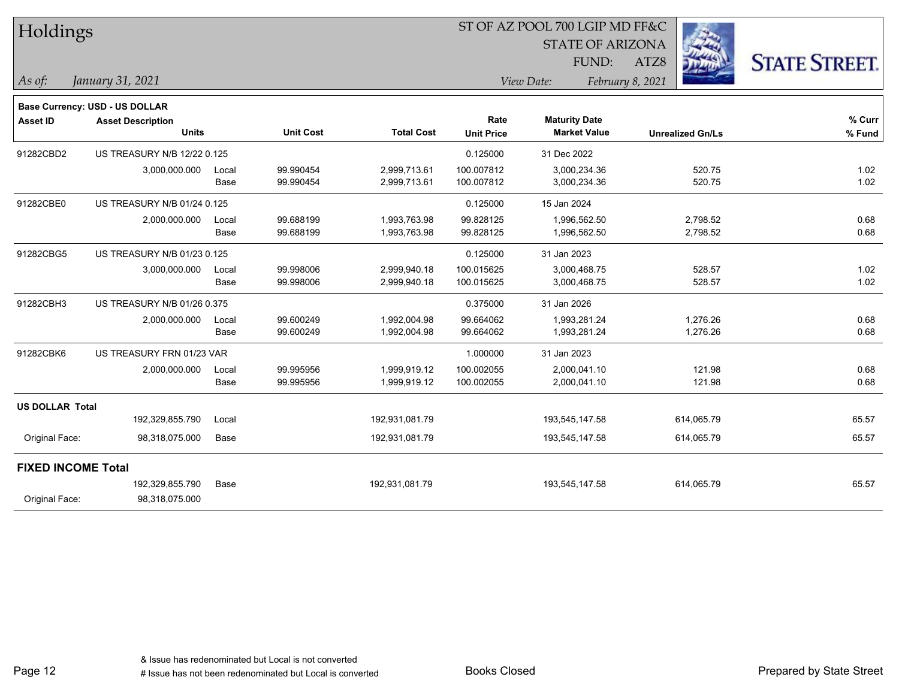# Holdings

ST OF AZ POOL 700 LGIP MD FF&C
STATE OF ARIZONA
FUND: ATZ8

*As of:* *January 31, 2021*

*View Date:* *February 8, 2021*

**Base Currency: USD - US DOLLAR**

| Asset ID | Asset Description / Units | | Unit Cost | Total Cost | Rate / Unit Price | Maturity Date / Market Value | Unrealized Gn/Ls | % Curr / % Fund |
|---|---|---|---|---|---|---|---|---|
| 91282CBD2 | US TREASURY N/B 12/22 0.125 | | | | 0.125000 | 31 Dec 2022 | | |
| | 3,000,000.000 | Local | 99.990454 | 2,999,713.61 | 100.007812 | 3,000,234.36 | 520.75 | 1.02 |
| | | Base | 99.990454 | 2,999,713.61 | 100.007812 | 3,000,234.36 | 520.75 | 1.02 |
| 91282CBE0 | US TREASURY N/B 01/24 0.125 | | | | 0.125000 | 15 Jan 2024 | | |
| | 2,000,000.000 | Local | 99.688199 | 1,993,763.98 | 99.828125 | 1,996,562.50 | 2,798.52 | 0.68 |
| | | Base | 99.688199 | 1,993,763.98 | 99.828125 | 1,996,562.50 | 2,798.52 | 0.68 |
| 91282CBG5 | US TREASURY N/B 01/23 0.125 | | | | 0.125000 | 31 Jan 2023 | | |
| | 3,000,000.000 | Local | 99.998006 | 2,999,940.18 | 100.015625 | 3,000,468.75 | 528.57 | 1.02 |
| | | Base | 99.998006 | 2,999,940.18 | 100.015625 | 3,000,468.75 | 528.57 | 1.02 |
| 91282CBH3 | US TREASURY N/B 01/26 0.375 | | | | 0.375000 | 31 Jan 2026 | | |
| | 2,000,000.000 | Local | 99.600249 | 1,992,004.98 | 99.664062 | 1,993,281.24 | 1,276.26 | 0.68 |
| | | Base | 99.600249 | 1,992,004.98 | 99.664062 | 1,993,281.24 | 1,276.26 | 0.68 |
| 91282CBK6 | US TREASURY FRN 01/23 VAR | | | | 1.000000 | 31 Jan 2023 | | |
| | 2,000,000.000 | Local | 99.995956 | 1,999,919.12 | 100.002055 | 2,000,041.10 | 121.98 | 0.68 |
| | | Base | 99.995956 | 1,999,919.12 | 100.002055 | 2,000,041.10 | 121.98 | 0.68 |
| **US DOLLAR Total** | | | | | | | | |
| | 192,329,855.790 | Local | | 192,931,081.79 | | 193,545,147.58 | 614,065.79 | 65.57 |
| Original Face: | 98,318,075.000 | Base | | 192,931,081.79 | | 193,545,147.58 | 614,065.79 | 65.57 |
| **FIXED INCOME Total** | | | | | | | | |
| | 192,329,855.790 | Base | | 192,931,081.79 | | 193,545,147.58 | 614,065.79 | 65.57 |
| Original Face: | 98,318,075.000 | | | | | | | |

& Issue has redenominated but Local is not converted
# Issue has not been redenominated but Local is converted

Books Closed

Prepared by State Street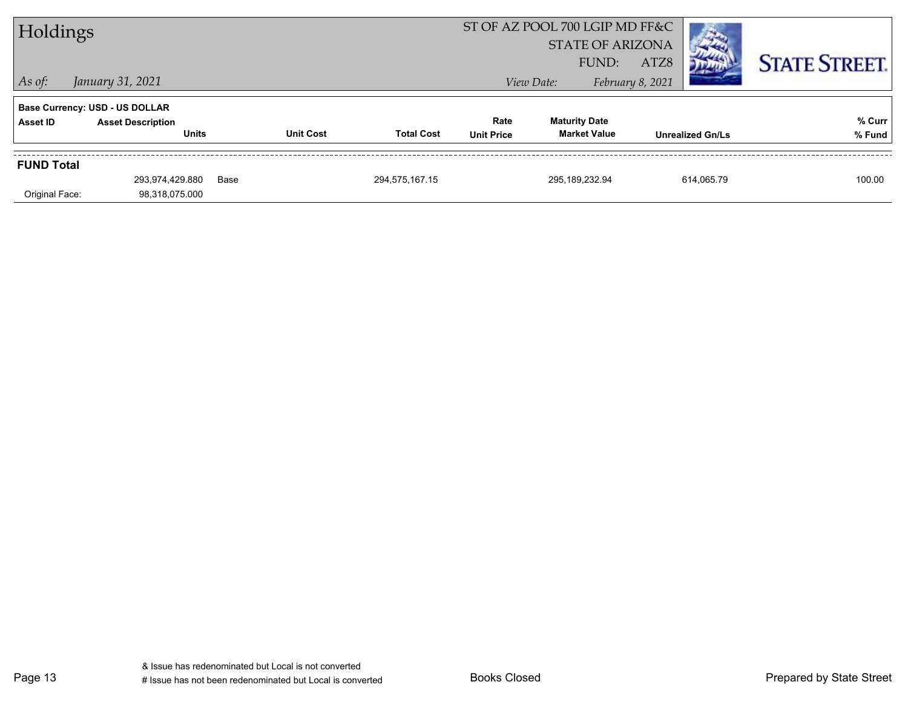# Holdings

ST OF AZ POOL 700 LGIP MD FF&C
STATE OF ARIZONA
FUND: ATZ8

*As of: January 31, 2021*

*View Date: February 8, 2021*

STATE STREET.

**Base Currency: USD - US DOLLAR**

| Asset ID | Asset Description / Units | Unit Cost | Total Cost | Rate / Unit Price | Maturity Date / Market Value | Unrealized Gn/Ls | % Curr / % Fund |
|---|---|---|---|---|---|---|---|
| **FUND Total** | | | | | | | |
| | 293,974,429.880 | Base | 294,575,167.15 | | 295,189,232.94 | 614,065.79 | 100.00 |
| Original Face: | 98,318,075.000 | | | | | | |

& Issue has redenominated but Local is not converted
# Issue has not been redenominated but Local is converted

Books Closed

Prepared by State Street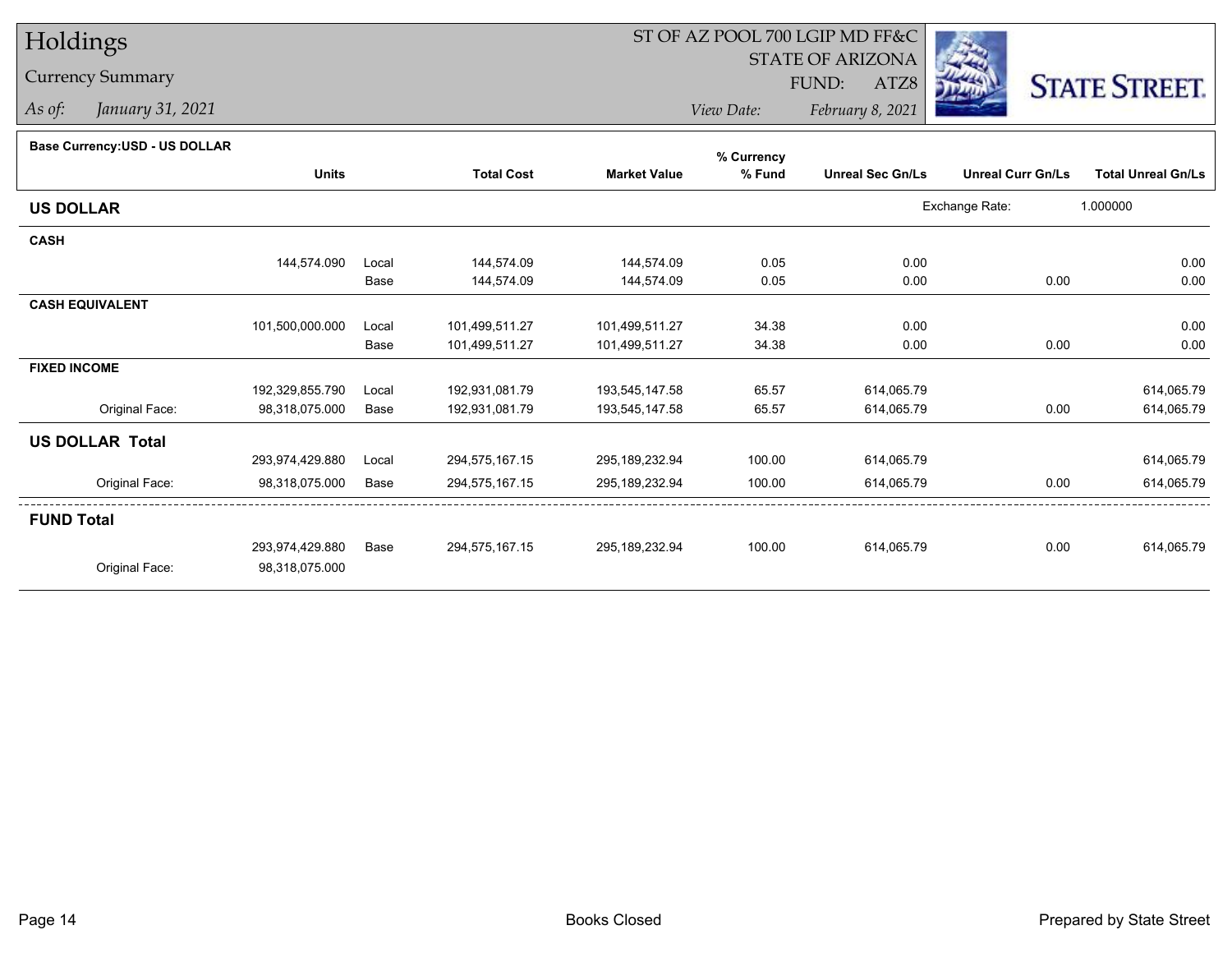# Holdings

## Currency Summary

*As of:* *January 31, 2021*

ST OF AZ POOL 700 LGIP MD FF&C
STATE OF ARIZONA
FUND: ATZ8

*View Date:* *February 8, 2021*

STATE STREET.

**Base Currency:USD - US DOLLAR**

| | Units | | Total Cost | Market Value | % Currency % Fund | Unreal Sec Gn/Ls | Unreal Curr Gn/Ls | Total Unreal Gn/Ls |
|---|---|---|---|---|---|---|---|---|
| **US DOLLAR** | | | | | | | Exchange Rate: | 1.000000 |
| **CASH** | | | | | | | | |
| | 144,574.090 | Local | 144,574.09 | 144,574.09 | 0.05 | 0.00 | | 0.00 |
| | | Base | 144,574.09 | 144,574.09 | 0.05 | 0.00 | 0.00 | 0.00 |
| **CASH EQUIVALENT** | | | | | | | | |
| | 101,500,000.000 | Local | 101,499,511.27 | 101,499,511.27 | 34.38 | 0.00 | | 0.00 |
| | | Base | 101,499,511.27 | 101,499,511.27 | 34.38 | 0.00 | 0.00 | 0.00 |
| **FIXED INCOME** | | | | | | | | |
| | 192,329,855.790 | Local | 192,931,081.79 | 193,545,147.58 | 65.57 | 614,065.79 | | 614,065.79 |
| Original Face: | 98,318,075.000 | Base | 192,931,081.79 | 193,545,147.58 | 65.57 | 614,065.79 | 0.00 | 614,065.79 |
| **US DOLLAR Total** | | | | | | | | |
| | 293,974,429.880 | Local | 294,575,167.15 | 295,189,232.94 | 100.00 | 614,065.79 | | 614,065.79 |
| Original Face: | 98,318,075.000 | Base | 294,575,167.15 | 295,189,232.94 | 100.00 | 614,065.79 | 0.00 | 614,065.79 |
| **FUND Total** | | | | | | | | |
| | 293,974,429.880 | Base | 294,575,167.15 | 295,189,232.94 | 100.00 | 614,065.79 | 0.00 | 614,065.79 |
| Original Face: | 98,318,075.000 | | | | | | | |

Books Closed

Prepared by State Street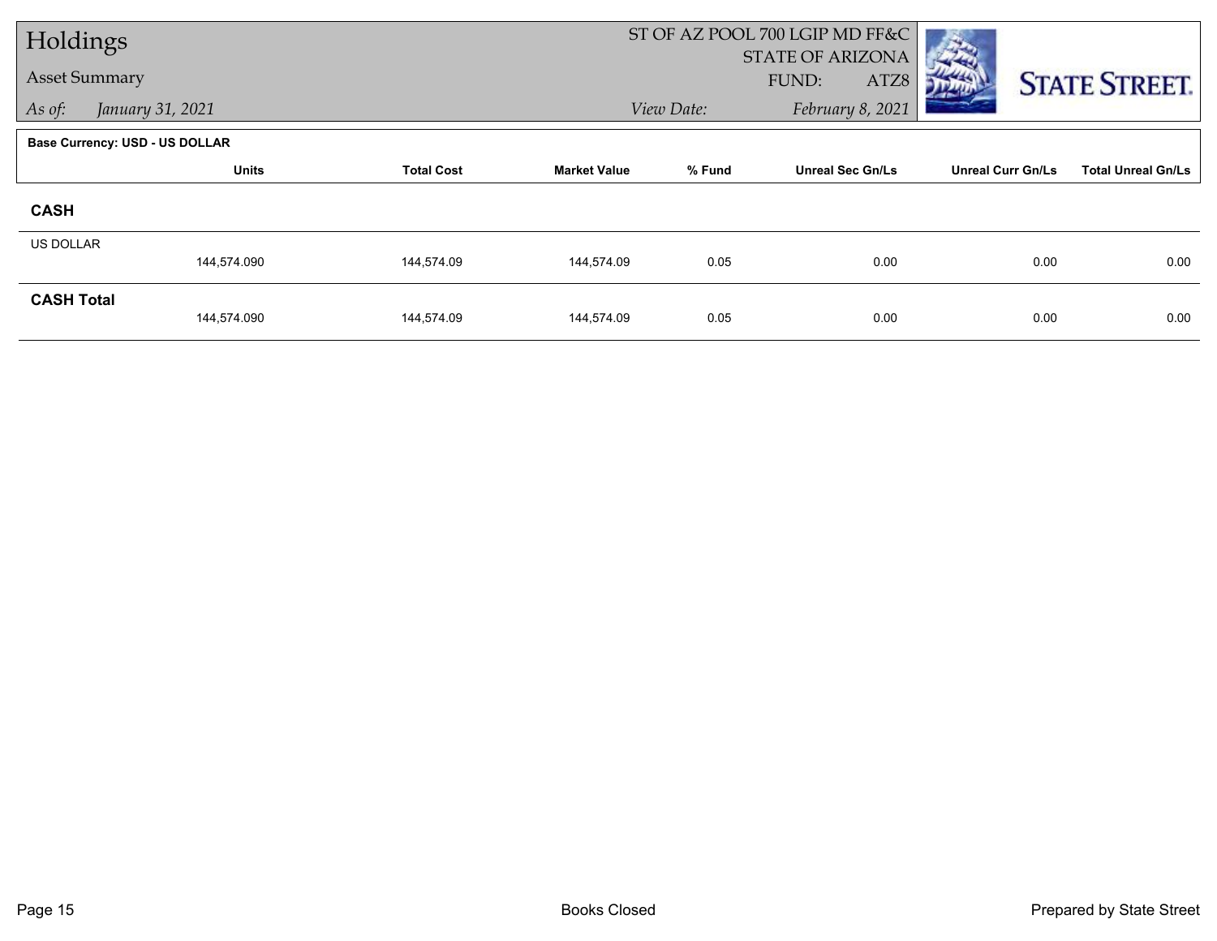# Holdings

## Asset Summary

*As of:* *January 31, 2021*

ST OF AZ POOL 700 LGIP MD FF&C
STATE OF ARIZONA
FUND: ATZ8
*View Date:* *February 8, 2021*

**Base Currency: USD - US DOLLAR**

| | Units | Total Cost | Market Value | % Fund | Unreal Sec Gn/Ls | Unreal Curr Gn/Ls | Total Unreal Gn/Ls |
|---|---|---|---|---|---|---|---|
| **CASH** | | | | | | | |
| US DOLLAR | 144,574.090 | 144,574.09 | 144,574.09 | 0.05 | 0.00 | 0.00 | 0.00 |
| **CASH Total** | 144,574.090 | 144,574.09 | 144,574.09 | 0.05 | 0.00 | 0.00 | 0.00 |

Books Closed

Prepared by State Street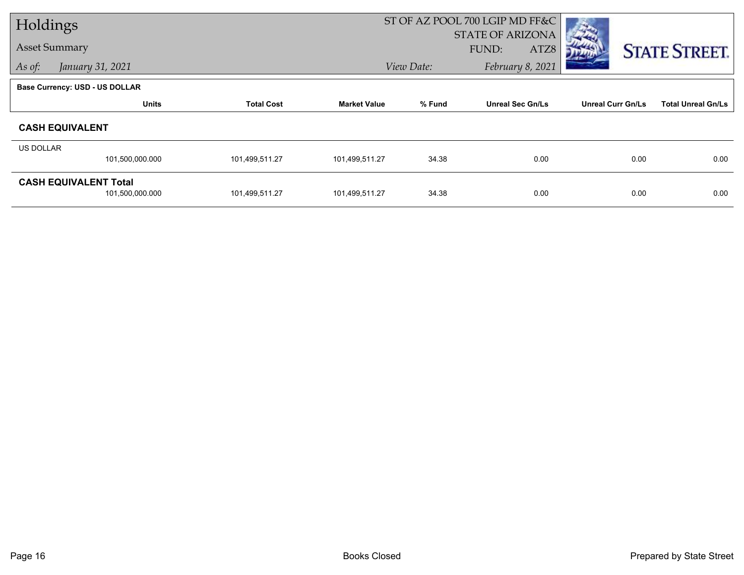# Holdings

Asset Summary

*As of: January 31, 2021*

ST OF AZ POOL 700 LGIP MD FF&C
STATE OF ARIZONA
FUND: ATZ8
*View Date: February 8, 2021*

STATE STREET.

**Base Currency: USD - US DOLLAR**

| | Units | Total Cost | Market Value | % Fund | Unreal Sec Gn/Ls | Unreal Curr Gn/Ls | Total Unreal Gn/Ls |
|---|---|---|---|---|---|---|---|
| **CASH EQUIVALENT** | | | | | | | |
| US DOLLAR | 101,500,000.000 | 101,499,511.27 | 101,499,511.27 | 34.38 | 0.00 | 0.00 | 0.00 |
| **CASH EQUIVALENT Total** | 101,500,000.000 | 101,499,511.27 | 101,499,511.27 | 34.38 | 0.00 | 0.00 | 0.00 |

Books Closed

Prepared by State Street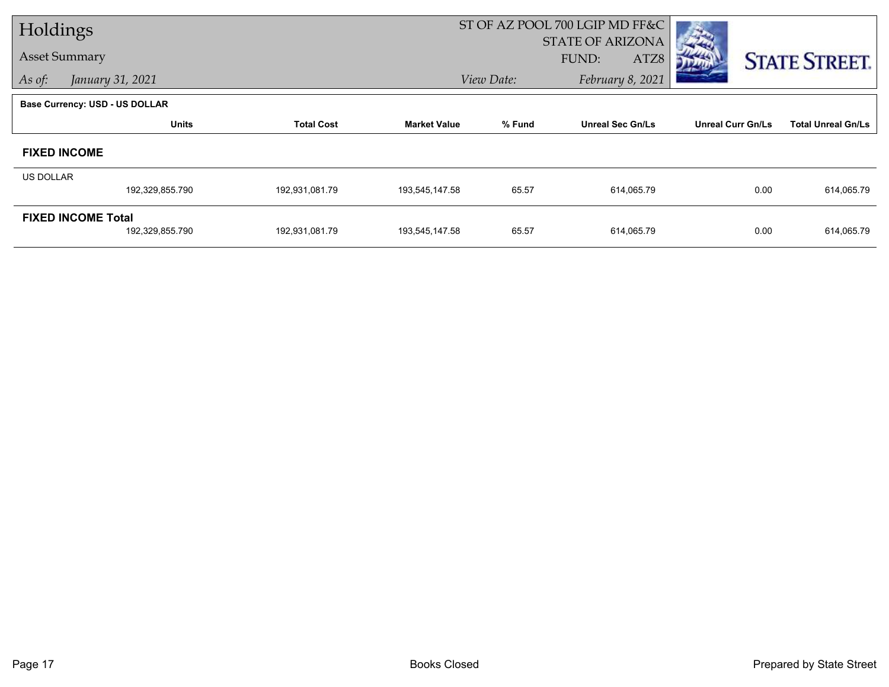# Holdings

**Asset Summary**

*As of: January 31, 2021*

ST OF AZ POOL 700 LGIP MD FF&C
STATE OF ARIZONA
FUND: ATZ8

*View Date: February 8, 2021*

STATE STREET.

**Base Currency: USD - US DOLLAR**

| | Units | Total Cost | Market Value | % Fund | Unreal Sec Gn/Ls | Unreal Curr Gn/Ls | Total Unreal Gn/Ls |
|---|---|---|---|---|---|---|---|
| **FIXED INCOME** | | | | | | | |
| US DOLLAR | 192,329,855.790 | 192,931,081.79 | 193,545,147.58 | 65.57 | 614,065.79 | 0.00 | 614,065.79 |
| **FIXED INCOME Total** | 192,329,855.790 | 192,931,081.79 | 193,545,147.58 | 65.57 | 614,065.79 | 0.00 | 614,065.79 |

Books Closed

Prepared by State Street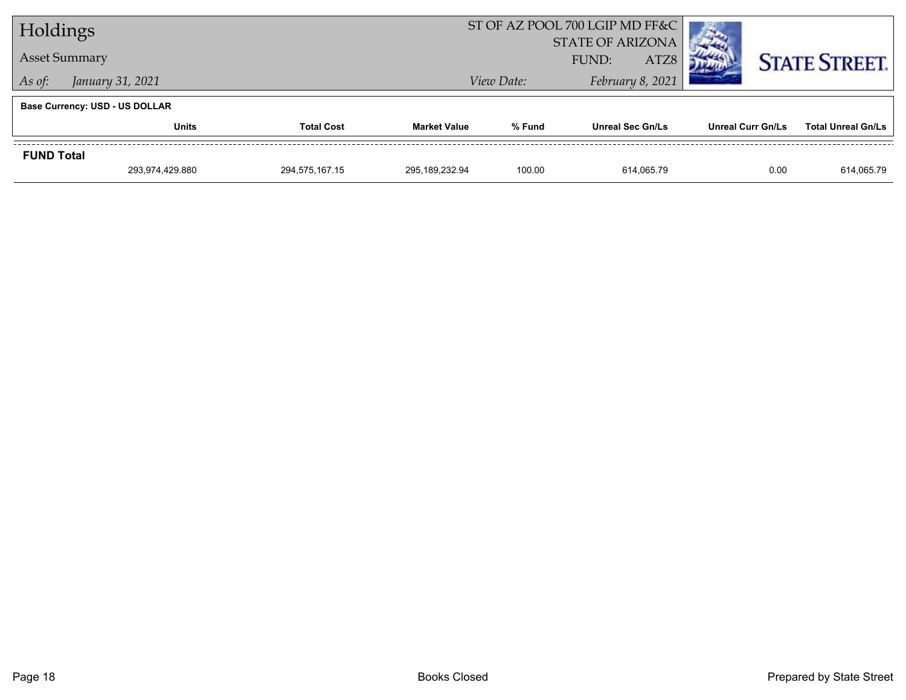# Holdings

## Asset Summary

*As of:* *January 31, 2021*

ST OF AZ POOL 700 LGIP MD FF&C
STATE OF ARIZONA
FUND: ATZ8
*View Date:* *February 8, 2021*

**Base Currency: USD - US DOLLAR**

| | Units | Total Cost | Market Value | % Fund | Unreal Sec Gn/Ls | Unreal Curr Gn/Ls | Total Unreal Gn/Ls |
|---|---|---|---|---|---|---|---|
| **FUND Total** | | | | | | | |
| | 293,974,429.880 | 294,575,167.15 | 295,189,232.94 | 100.00 | 614,065.79 | 0.00 | 614,065.79 |

Books Closed

Prepared by State Street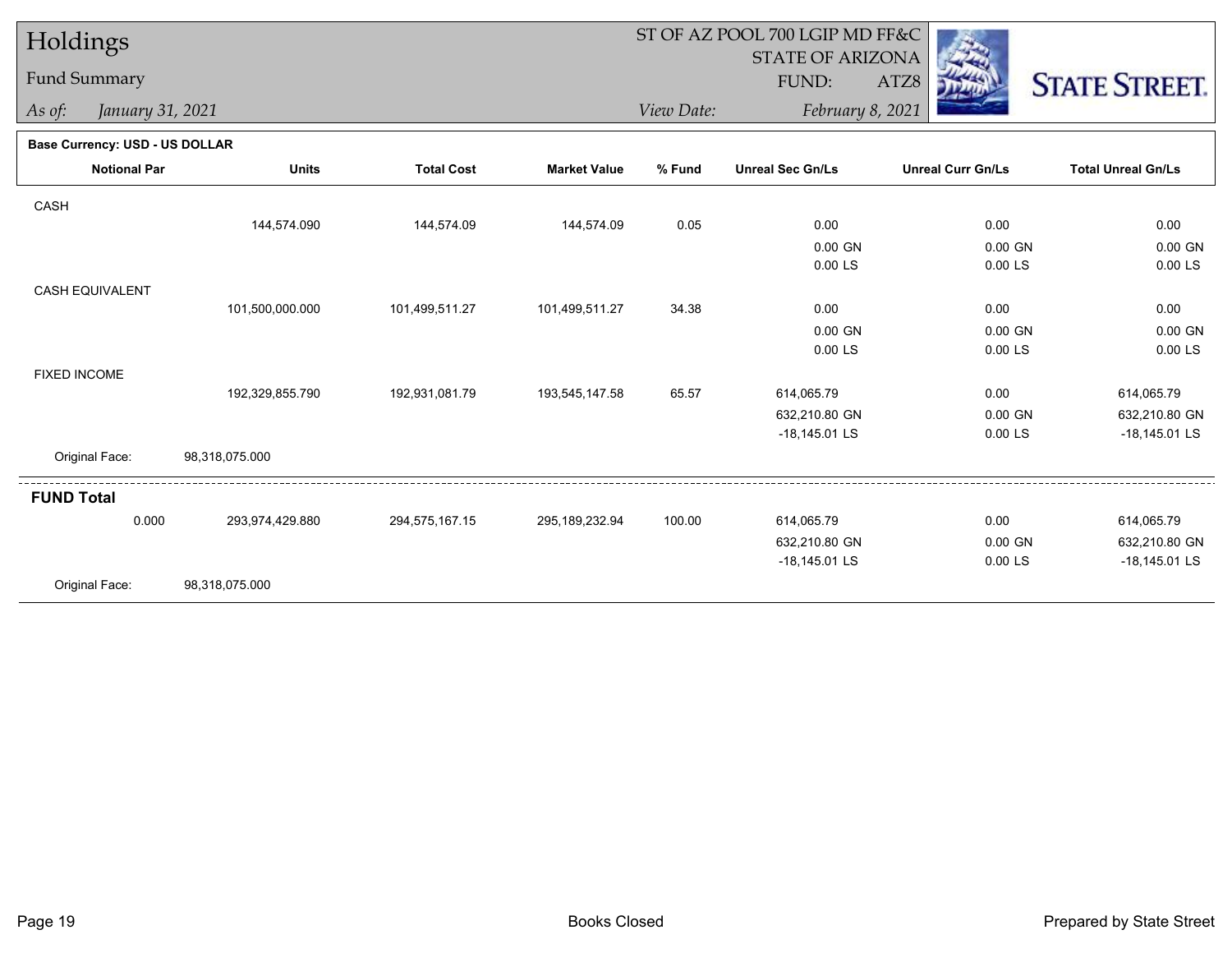# Holdings

Fund Summary

*As of:* *January 31, 2021*

ST OF AZ POOL 700 LGIP MD FF&C
STATE OF ARIZONA
FUND: ATZ8

*View Date:* *February 8, 2021*

STATE STREET.

**Base Currency: USD - US DOLLAR**

| Notional Par | Units | Total Cost | Market Value | % Fund | Unreal Sec Gn/Ls | Unreal Curr Gn/Ls | Total Unreal Gn/Ls |
|---|---|---|---|---|---|---|---|
| CASH | | | | | | | |
| | 144,574.090 | 144,574.09 | 144,574.09 | 0.05 | 0.00 | 0.00 | 0.00 |
| | | | | | 0.00 GN | 0.00 GN | 0.00 GN |
| | | | | | 0.00 LS | 0.00 LS | 0.00 LS |
| CASH EQUIVALENT | | | | | | | |
| | 101,500,000.000 | 101,499,511.27 | 101,499,511.27 | 34.38 | 0.00 | 0.00 | 0.00 |
| | | | | | 0.00 GN | 0.00 GN | 0.00 GN |
| | | | | | 0.00 LS | 0.00 LS | 0.00 LS |
| FIXED INCOME | | | | | | | |
| | 192,329,855.790 | 192,931,081.79 | 193,545,147.58 | 65.57 | 614,065.79 | 0.00 | 614,065.79 |
| | | | | | 632,210.80 GN | 0.00 GN | 632,210.80 GN |
| | | | | | -18,145.01 LS | 0.00 LS | -18,145.01 LS |
| Original Face: | 98,318,075.000 | | | | | | |
| **FUND Total** | | | | | | | |
| 0.000 | 293,974,429.880 | 294,575,167.15 | 295,189,232.94 | 100.00 | 614,065.79 | 0.00 | 614,065.79 |
| | | | | | 632,210.80 GN | 0.00 GN | 632,210.80 GN |
| | | | | | -18,145.01 LS | 0.00 LS | -18,145.01 LS |
| Original Face: | 98,318,075.000 | | | | | | |

Books Closed

Prepared by State Street